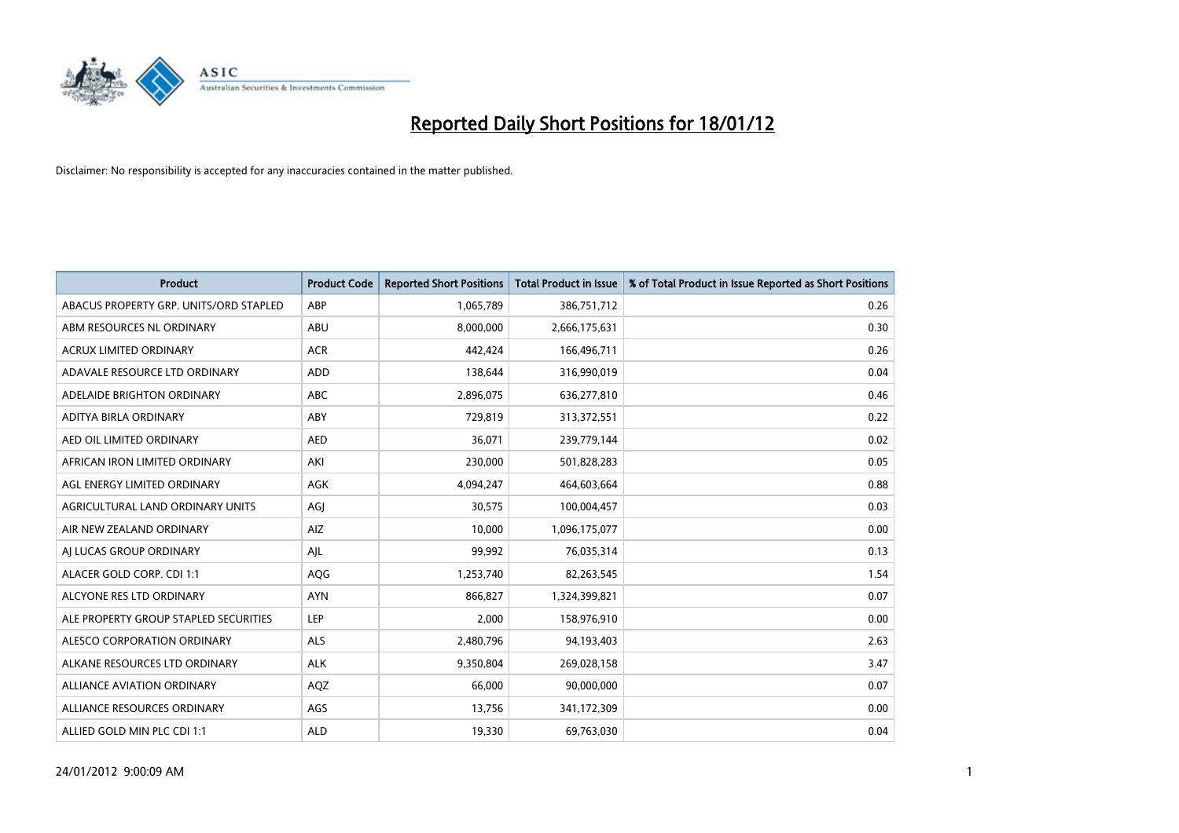# Reported Daily Short Positions for 18/01/12

Disclaimer: No responsibility is accepted for any inaccuracies contained in the matter published.

| Product | Product Code | Reported Short Positions | Total Product in Issue | % of Total Product in Issue Reported as Short Positions |
|---|---|---|---|---|
| ABACUS PROPERTY GRP. UNITS/ORD STAPLED | ABP | 1,065,789 | 386,751,712 | 0.26 |
| ABM RESOURCES NL ORDINARY | ABU | 8,000,000 | 2,666,175,631 | 0.30 |
| ACRUX LIMITED ORDINARY | ACR | 442,424 | 166,496,711 | 0.26 |
| ADAVALE RESOURCE LTD ORDINARY | ADD | 138,644 | 316,990,019 | 0.04 |
| ADELAIDE BRIGHTON ORDINARY | ABC | 2,896,075 | 636,277,810 | 0.46 |
| ADITYA BIRLA ORDINARY | ABY | 729,819 | 313,372,551 | 0.22 |
| AED OIL LIMITED ORDINARY | AED | 36,071 | 239,779,144 | 0.02 |
| AFRICAN IRON LIMITED ORDINARY | AKI | 230,000 | 501,828,283 | 0.05 |
| AGL ENERGY LIMITED ORDINARY | AGK | 4,094,247 | 464,603,664 | 0.88 |
| AGRICULTURAL LAND ORDINARY UNITS | AGJ | 30,575 | 100,004,457 | 0.03 |
| AIR NEW ZEALAND ORDINARY | AIZ | 10,000 | 1,096,175,077 | 0.00 |
| AJ LUCAS GROUP ORDINARY | AJL | 99,992 | 76,035,314 | 0.13 |
| ALACER GOLD CORP. CDI 1:1 | AQG | 1,253,740 | 82,263,545 | 1.54 |
| ALCYONE RES LTD ORDINARY | AYN | 866,827 | 1,324,399,821 | 0.07 |
| ALE PROPERTY GROUP STAPLED SECURITIES | LEP | 2,000 | 158,976,910 | 0.00 |
| ALESCO CORPORATION ORDINARY | ALS | 2,480,796 | 94,193,403 | 2.63 |
| ALKANE RESOURCES LTD ORDINARY | ALK | 9,350,804 | 269,028,158 | 3.47 |
| ALLIANCE AVIATION ORDINARY | AQZ | 66,000 | 90,000,000 | 0.07 |
| ALLIANCE RESOURCES ORDINARY | AGS | 13,756 | 341,172,309 | 0.00 |
| ALLIED GOLD MIN PLC CDI 1:1 | ALD | 19,330 | 69,763,030 | 0.04 |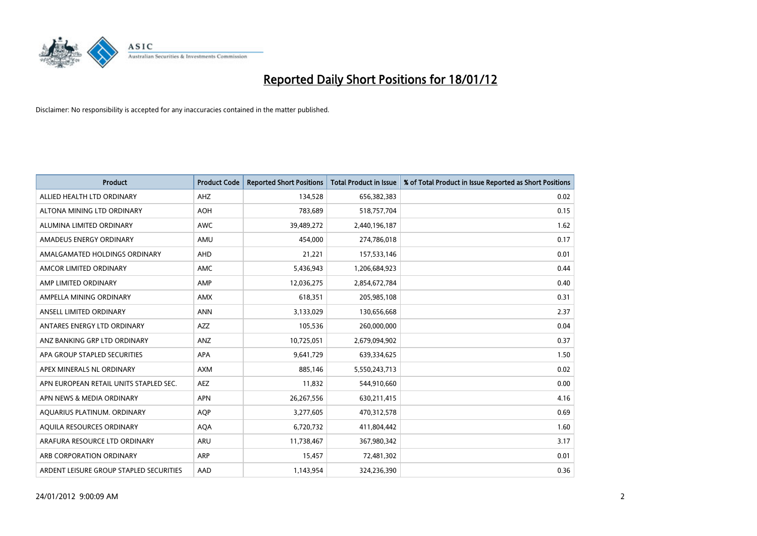# Reported Daily Short Positions for 18/01/12

Disclaimer: No responsibility is accepted for any inaccuracies contained in the matter published.

| Product | Product Code | Reported Short Positions | Total Product in Issue | % of Total Product in Issue Reported as Short Positions |
|---|---|---|---|---|
| ALLIED HEALTH LTD ORDINARY | AHZ | 134,528 | 656,382,383 | 0.02 |
| ALTONA MINING LTD ORDINARY | AOH | 783,689 | 518,757,704 | 0.15 |
| ALUMINA LIMITED ORDINARY | AWC | 39,489,272 | 2,440,196,187 | 1.62 |
| AMADEUS ENERGY ORDINARY | AMU | 454,000 | 274,786,018 | 0.17 |
| AMALGAMATED HOLDINGS ORDINARY | AHD | 21,221 | 157,533,146 | 0.01 |
| AMCOR LIMITED ORDINARY | AMC | 5,436,943 | 1,206,684,923 | 0.44 |
| AMP LIMITED ORDINARY | AMP | 12,036,275 | 2,854,672,784 | 0.40 |
| AMPELLA MINING ORDINARY | AMX | 618,351 | 205,985,108 | 0.31 |
| ANSELL LIMITED ORDINARY | ANN | 3,133,029 | 130,656,668 | 2.37 |
| ANTARES ENERGY LTD ORDINARY | AZZ | 105,536 | 260,000,000 | 0.04 |
| ANZ BANKING GRP LTD ORDINARY | ANZ | 10,725,051 | 2,679,094,902 | 0.37 |
| APA GROUP STAPLED SECURITIES | APA | 9,641,729 | 639,334,625 | 1.50 |
| APEX MINERALS NL ORDINARY | AXM | 885,146 | 5,550,243,713 | 0.02 |
| APN EUROPEAN RETAIL UNITS STAPLED SEC. | AEZ | 11,832 | 544,910,660 | 0.00 |
| APN NEWS & MEDIA ORDINARY | APN | 26,267,556 | 630,211,415 | 4.16 |
| AQUARIUS PLATINUM. ORDINARY | AQP | 3,277,605 | 470,312,578 | 0.69 |
| AQUILA RESOURCES ORDINARY | AQA | 6,720,732 | 411,804,442 | 1.60 |
| ARAFURA RESOURCE LTD ORDINARY | ARU | 11,738,467 | 367,980,342 | 3.17 |
| ARB CORPORATION ORDINARY | ARP | 15,457 | 72,481,302 | 0.01 |
| ARDENT LEISURE GROUP STAPLED SECURITIES | AAD | 1,143,954 | 324,236,390 | 0.36 |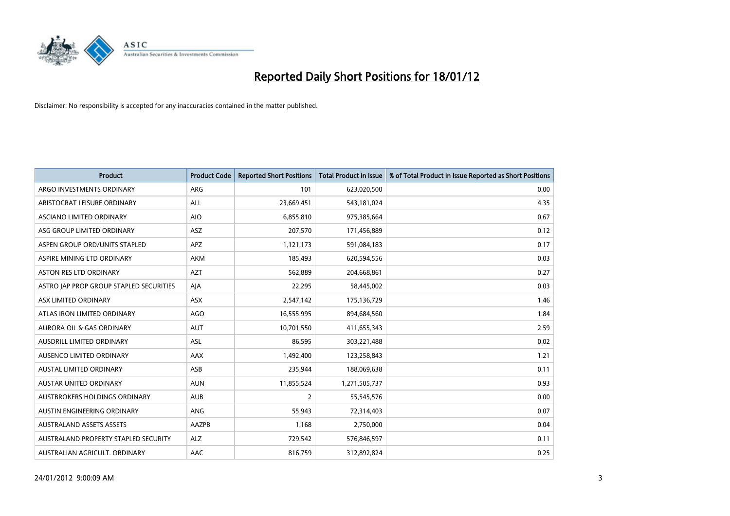# Reported Daily Short Positions for 18/01/12

Disclaimer: No responsibility is accepted for any inaccuracies contained in the matter published.

| Product | Product Code | Reported Short Positions | Total Product in Issue | % of Total Product in Issue Reported as Short Positions |
|---|---|---|---|---|
| ARGO INVESTMENTS ORDINARY | ARG | 101 | 623,020,500 | 0.00 |
| ARISTOCRAT LEISURE ORDINARY | ALL | 23,669,451 | 543,181,024 | 4.35 |
| ASCIANO LIMITED ORDINARY | AIO | 6,855,810 | 975,385,664 | 0.67 |
| ASG GROUP LIMITED ORDINARY | ASZ | 207,570 | 171,456,889 | 0.12 |
| ASPEN GROUP ORD/UNITS STAPLED | APZ | 1,121,173 | 591,084,183 | 0.17 |
| ASPIRE MINING LTD ORDINARY | AKM | 185,493 | 620,594,556 | 0.03 |
| ASTON RES LTD ORDINARY | AZT | 562,889 | 204,668,861 | 0.27 |
| ASTRO JAP PROP GROUP STAPLED SECURITIES | AJA | 22,295 | 58,445,002 | 0.03 |
| ASX LIMITED ORDINARY | ASX | 2,547,142 | 175,136,729 | 1.46 |
| ATLAS IRON LIMITED ORDINARY | AGO | 16,555,995 | 894,684,560 | 1.84 |
| AURORA OIL & GAS ORDINARY | AUT | 10,701,550 | 411,655,343 | 2.59 |
| AUSDRILL LIMITED ORDINARY | ASL | 86,595 | 303,221,488 | 0.02 |
| AUSENCO LIMITED ORDINARY | AAX | 1,492,400 | 123,258,843 | 1.21 |
| AUSTAL LIMITED ORDINARY | ASB | 235,944 | 188,069,638 | 0.11 |
| AUSTAR UNITED ORDINARY | AUN | 11,855,524 | 1,271,505,737 | 0.93 |
| AUSTBROKERS HOLDINGS ORDINARY | AUB | 2 | 55,545,576 | 0.00 |
| AUSTIN ENGINEERING ORDINARY | ANG | 55,943 | 72,314,403 | 0.07 |
| AUSTRALAND ASSETS ASSETS | AAZPB | 1,168 | 2,750,000 | 0.04 |
| AUSTRALAND PROPERTY STAPLED SECURITY | ALZ | 729,542 | 576,846,597 | 0.11 |
| AUSTRALIAN AGRICULT. ORDINARY | AAC | 816,759 | 312,892,824 | 0.25 |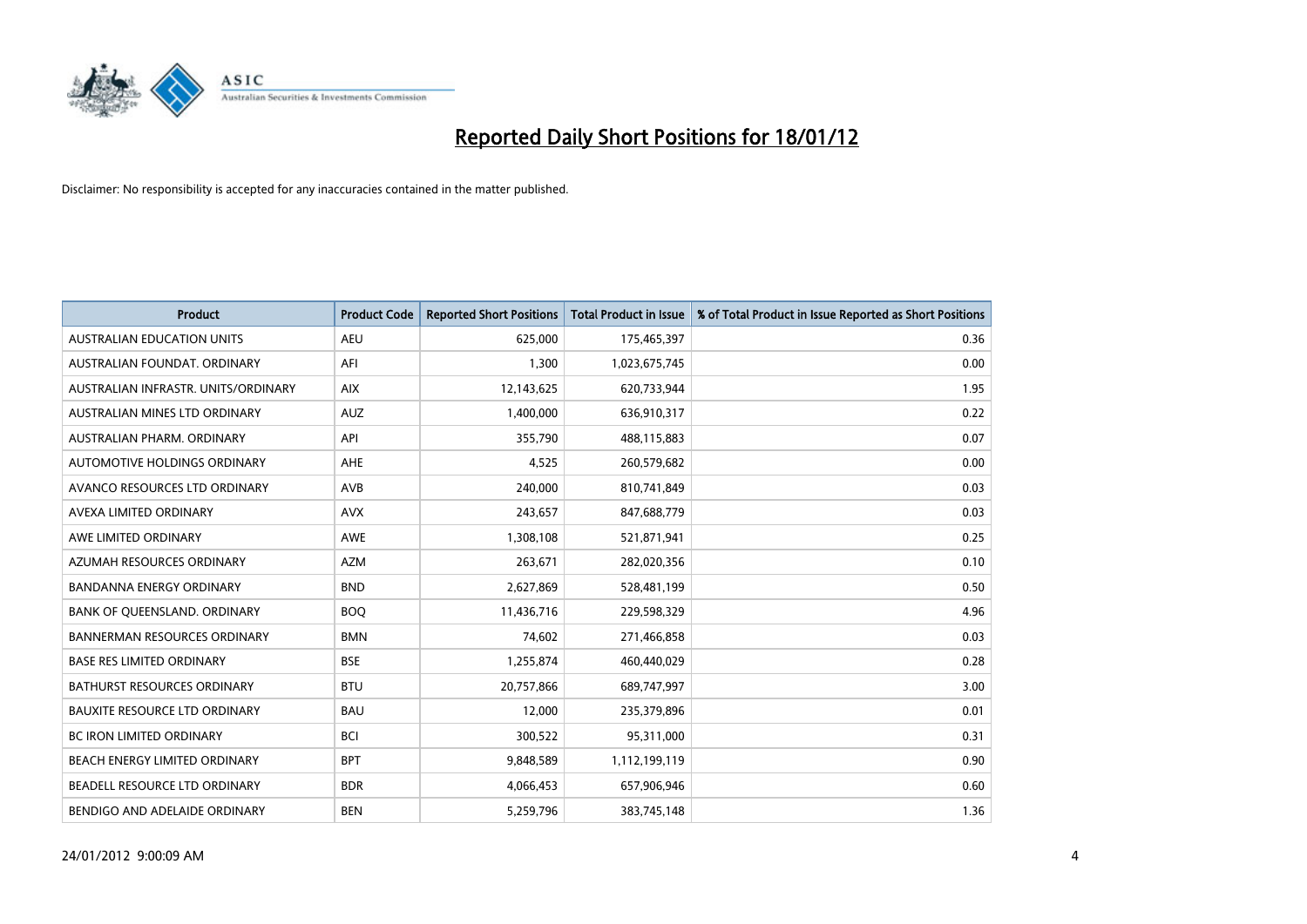# Reported Daily Short Positions for 18/01/12

Disclaimer: No responsibility is accepted for any inaccuracies contained in the matter published.

| Product | Product Code | Reported Short Positions | Total Product in Issue | % of Total Product in Issue Reported as Short Positions |
|---|---|---|---|---|
| AUSTRALIAN EDUCATION UNITS | AEU | 625,000 | 175,465,397 | 0.36 |
| AUSTRALIAN FOUNDAT. ORDINARY | AFI | 1,300 | 1,023,675,745 | 0.00 |
| AUSTRALIAN INFRASTR. UNITS/ORDINARY | AIX | 12,143,625 | 620,733,944 | 1.95 |
| AUSTRALIAN MINES LTD ORDINARY | AUZ | 1,400,000 | 636,910,317 | 0.22 |
| AUSTRALIAN PHARM. ORDINARY | API | 355,790 | 488,115,883 | 0.07 |
| AUTOMOTIVE HOLDINGS ORDINARY | AHE | 4,525 | 260,579,682 | 0.00 |
| AVANCO RESOURCES LTD ORDINARY | AVB | 240,000 | 810,741,849 | 0.03 |
| AVEXA LIMITED ORDINARY | AVX | 243,657 | 847,688,779 | 0.03 |
| AWE LIMITED ORDINARY | AWE | 1,308,108 | 521,871,941 | 0.25 |
| AZUMAH RESOURCES ORDINARY | AZM | 263,671 | 282,020,356 | 0.10 |
| BANDANNA ENERGY ORDINARY | BND | 2,627,869 | 528,481,199 | 0.50 |
| BANK OF QUEENSLAND. ORDINARY | BOQ | 11,436,716 | 229,598,329 | 4.96 |
| BANNERMAN RESOURCES ORDINARY | BMN | 74,602 | 271,466,858 | 0.03 |
| BASE RES LIMITED ORDINARY | BSE | 1,255,874 | 460,440,029 | 0.28 |
| BATHURST RESOURCES ORDINARY | BTU | 20,757,866 | 689,747,997 | 3.00 |
| BAUXITE RESOURCE LTD ORDINARY | BAU | 12,000 | 235,379,896 | 0.01 |
| BC IRON LIMITED ORDINARY | BCI | 300,522 | 95,311,000 | 0.31 |
| BEACH ENERGY LIMITED ORDINARY | BPT | 9,848,589 | 1,112,199,119 | 0.90 |
| BEADELL RESOURCE LTD ORDINARY | BDR | 4,066,453 | 657,906,946 | 0.60 |
| BENDIGO AND ADELAIDE ORDINARY | BEN | 5,259,796 | 383,745,148 | 1.36 |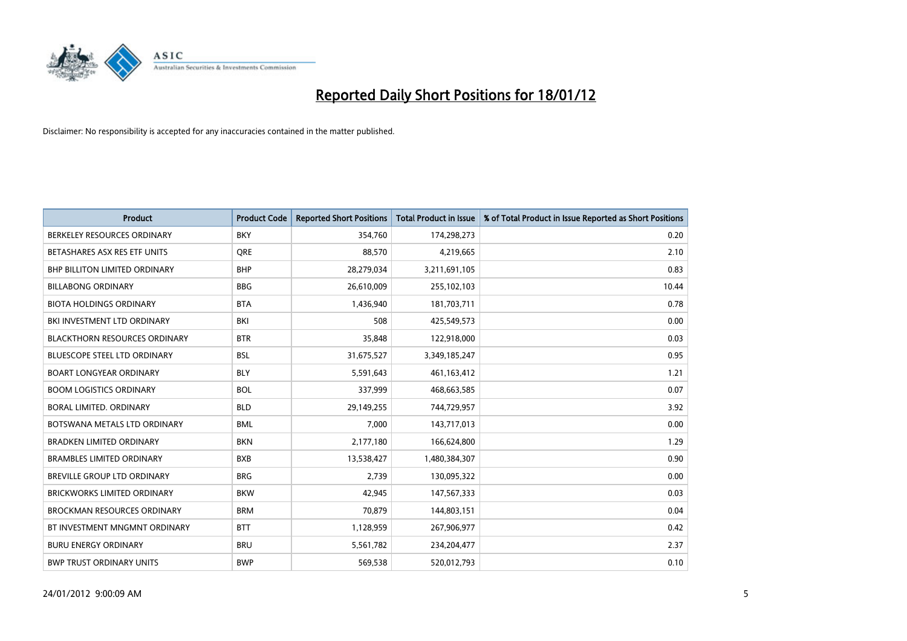# Reported Daily Short Positions for 18/01/12

Disclaimer: No responsibility is accepted for any inaccuracies contained in the matter published.

| Product | Product Code | Reported Short Positions | Total Product in Issue | % of Total Product in Issue Reported as Short Positions |
|---|---|---|---|---|
| BERKELEY RESOURCES ORDINARY | BKY | 354,760 | 174,298,273 | 0.20 |
| BETASHARES ASX RES ETF UNITS | QRE | 88,570 | 4,219,665 | 2.10 |
| BHP BILLITON LIMITED ORDINARY | BHP | 28,279,034 | 3,211,691,105 | 0.83 |
| BILLABONG ORDINARY | BBG | 26,610,009 | 255,102,103 | 10.44 |
| BIOTA HOLDINGS ORDINARY | BTA | 1,436,940 | 181,703,711 | 0.78 |
| BKI INVESTMENT LTD ORDINARY | BKI | 508 | 425,549,573 | 0.00 |
| BLACKTHORN RESOURCES ORDINARY | BTR | 35,848 | 122,918,000 | 0.03 |
| BLUESCOPE STEEL LTD ORDINARY | BSL | 31,675,527 | 3,349,185,247 | 0.95 |
| BOART LONGYEAR ORDINARY | BLY | 5,591,643 | 461,163,412 | 1.21 |
| BOOM LOGISTICS ORDINARY | BOL | 337,999 | 468,663,585 | 0.07 |
| BORAL LIMITED. ORDINARY | BLD | 29,149,255 | 744,729,957 | 3.92 |
| BOTSWANA METALS LTD ORDINARY | BML | 7,000 | 143,717,013 | 0.00 |
| BRADKEN LIMITED ORDINARY | BKN | 2,177,180 | 166,624,800 | 1.29 |
| BRAMBLES LIMITED ORDINARY | BXB | 13,538,427 | 1,480,384,307 | 0.90 |
| BREVILLE GROUP LTD ORDINARY | BRG | 2,739 | 130,095,322 | 0.00 |
| BRICKWORKS LIMITED ORDINARY | BKW | 42,945 | 147,567,333 | 0.03 |
| BROCKMAN RESOURCES ORDINARY | BRM | 70,879 | 144,803,151 | 0.04 |
| BT INVESTMENT MNGMNT ORDINARY | BTT | 1,128,959 | 267,906,977 | 0.42 |
| BURU ENERGY ORDINARY | BRU | 5,561,782 | 234,204,477 | 2.37 |
| BWP TRUST ORDINARY UNITS | BWP | 569,538 | 520,012,793 | 0.10 |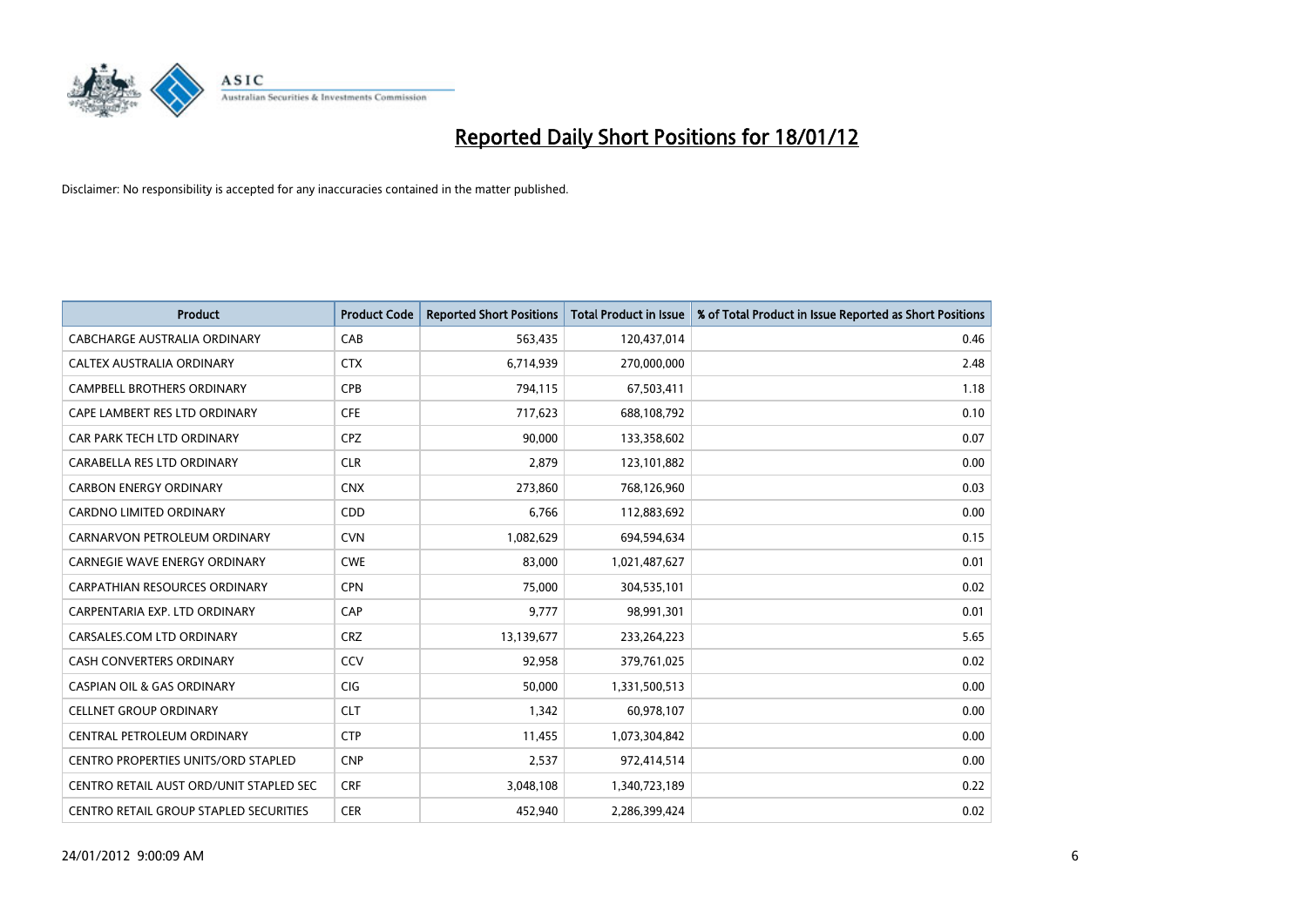# Reported Daily Short Positions for 18/01/12

Disclaimer: No responsibility is accepted for any inaccuracies contained in the matter published.

| Product | Product Code | Reported Short Positions | Total Product in Issue | % of Total Product in Issue Reported as Short Positions |
|---|---|---|---|---|
| CABCHARGE AUSTRALIA ORDINARY | CAB | 563,435 | 120,437,014 | 0.46 |
| CALTEX AUSTRALIA ORDINARY | CTX | 6,714,939 | 270,000,000 | 2.48 |
| CAMPBELL BROTHERS ORDINARY | CPB | 794,115 | 67,503,411 | 1.18 |
| CAPE LAMBERT RES LTD ORDINARY | CFE | 717,623 | 688,108,792 | 0.10 |
| CAR PARK TECH LTD ORDINARY | CPZ | 90,000 | 133,358,602 | 0.07 |
| CARABELLA RES LTD ORDINARY | CLR | 2,879 | 123,101,882 | 0.00 |
| CARBON ENERGY ORDINARY | CNX | 273,860 | 768,126,960 | 0.03 |
| CARDNO LIMITED ORDINARY | CDD | 6,766 | 112,883,692 | 0.00 |
| CARNARVON PETROLEUM ORDINARY | CVN | 1,082,629 | 694,594,634 | 0.15 |
| CARNEGIE WAVE ENERGY ORDINARY | CWE | 83,000 | 1,021,487,627 | 0.01 |
| CARPATHIAN RESOURCES ORDINARY | CPN | 75,000 | 304,535,101 | 0.02 |
| CARPENTARIA EXP. LTD ORDINARY | CAP | 9,777 | 98,991,301 | 0.01 |
| CARSALES.COM LTD ORDINARY | CRZ | 13,139,677 | 233,264,223 | 5.65 |
| CASH CONVERTERS ORDINARY | CCV | 92,958 | 379,761,025 | 0.02 |
| CASPIAN OIL & GAS ORDINARY | CIG | 50,000 | 1,331,500,513 | 0.00 |
| CELLNET GROUP ORDINARY | CLT | 1,342 | 60,978,107 | 0.00 |
| CENTRAL PETROLEUM ORDINARY | CTP | 11,455 | 1,073,304,842 | 0.00 |
| CENTRO PROPERTIES UNITS/ORD STAPLED | CNP | 2,537 | 972,414,514 | 0.00 |
| CENTRO RETAIL AUST ORD/UNIT STAPLED SEC | CRF | 3,048,108 | 1,340,723,189 | 0.22 |
| CENTRO RETAIL GROUP STAPLED SECURITIES | CER | 452,940 | 2,286,399,424 | 0.02 |

24/01/2012 9:00:09 AM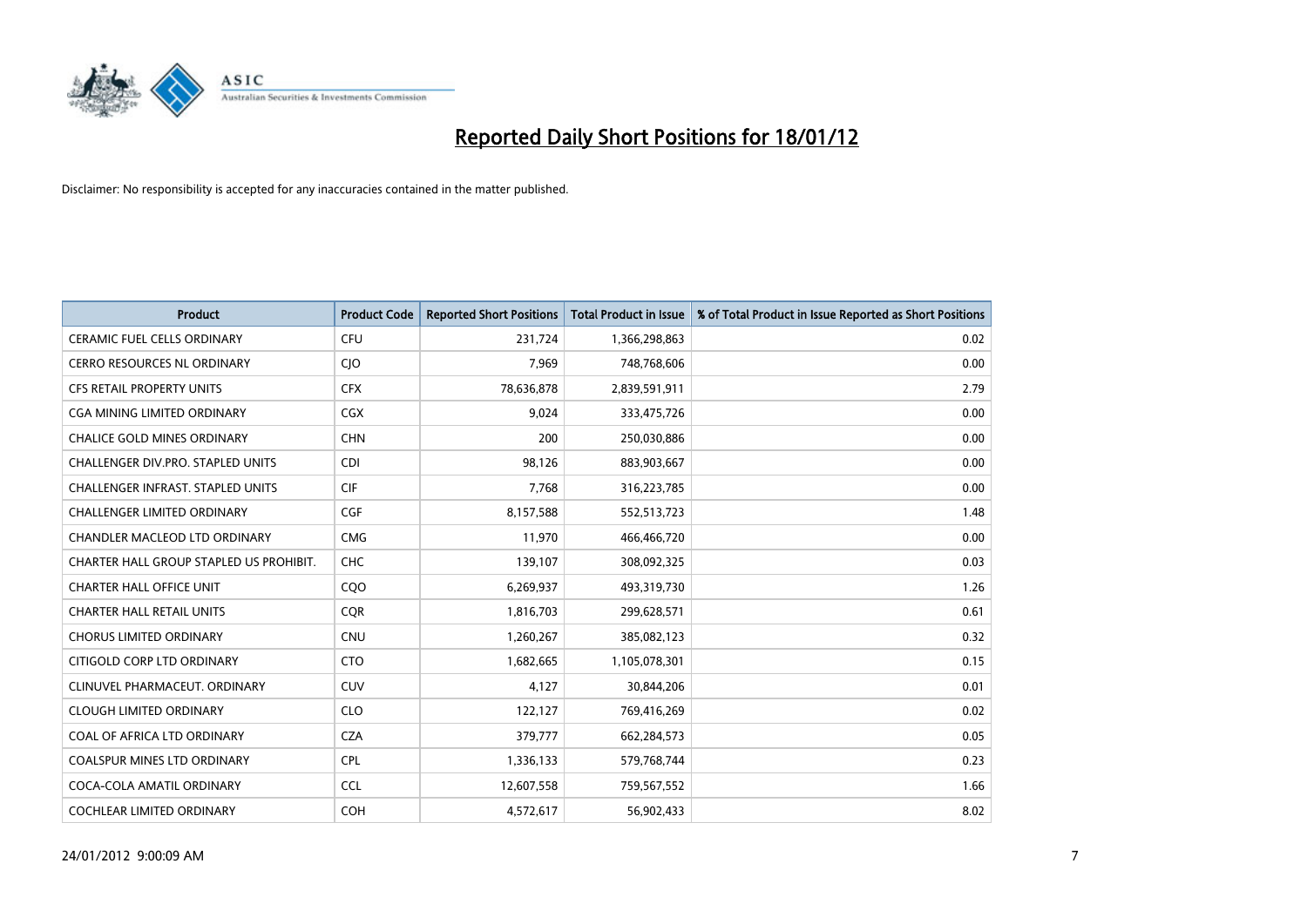# Reported Daily Short Positions for 18/01/12

Disclaimer: No responsibility is accepted for any inaccuracies contained in the matter published.

| Product | Product Code | Reported Short Positions | Total Product in Issue | % of Total Product in Issue Reported as Short Positions |
|---|---|---|---|---|
| CERAMIC FUEL CELLS ORDINARY | CFU | 231,724 | 1,366,298,863 | 0.02 |
| CERRO RESOURCES NL ORDINARY | CJO | 7,969 | 748,768,606 | 0.00 |
| CFS RETAIL PROPERTY UNITS | CFX | 78,636,878 | 2,839,591,911 | 2.79 |
| CGA MINING LIMITED ORDINARY | CGX | 9,024 | 333,475,726 | 0.00 |
| CHALICE GOLD MINES ORDINARY | CHN | 200 | 250,030,886 | 0.00 |
| CHALLENGER DIV.PRO. STAPLED UNITS | CDI | 98,126 | 883,903,667 | 0.00 |
| CHALLENGER INFRAST. STAPLED UNITS | CIF | 7,768 | 316,223,785 | 0.00 |
| CHALLENGER LIMITED ORDINARY | CGF | 8,157,588 | 552,513,723 | 1.48 |
| CHANDLER MACLEOD LTD ORDINARY | CMG | 11,970 | 466,466,720 | 0.00 |
| CHARTER HALL GROUP STAPLED US PROHIBIT. | CHC | 139,107 | 308,092,325 | 0.03 |
| CHARTER HALL OFFICE UNIT | CQO | 6,269,937 | 493,319,730 | 1.26 |
| CHARTER HALL RETAIL UNITS | CQR | 1,816,703 | 299,628,571 | 0.61 |
| CHORUS LIMITED ORDINARY | CNU | 1,260,267 | 385,082,123 | 0.32 |
| CITIGOLD CORP LTD ORDINARY | CTO | 1,682,665 | 1,105,078,301 | 0.15 |
| CLINUVEL PHARMACEUT. ORDINARY | CUV | 4,127 | 30,844,206 | 0.01 |
| CLOUGH LIMITED ORDINARY | CLO | 122,127 | 769,416,269 | 0.02 |
| COAL OF AFRICA LTD ORDINARY | CZA | 379,777 | 662,284,573 | 0.05 |
| COALSPUR MINES LTD ORDINARY | CPL | 1,336,133 | 579,768,744 | 0.23 |
| COCA-COLA AMATIL ORDINARY | CCL | 12,607,558 | 759,567,552 | 1.66 |
| COCHLEAR LIMITED ORDINARY | COH | 4,572,617 | 56,902,433 | 8.02 |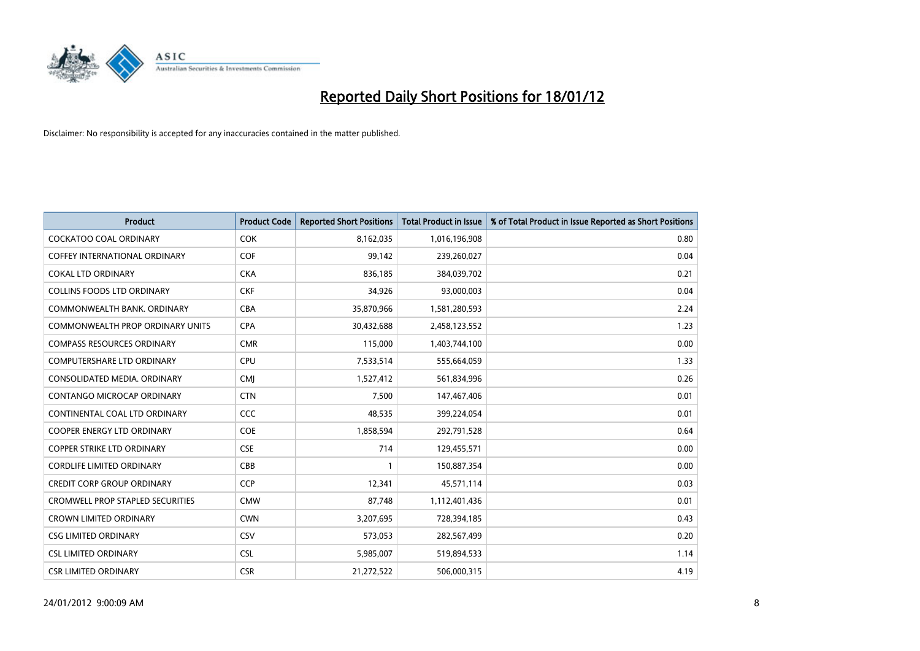# Reported Daily Short Positions for 18/01/12

Disclaimer: No responsibility is accepted for any inaccuracies contained in the matter published.

| Product | Product Code | Reported Short Positions | Total Product in Issue | % of Total Product in Issue Reported as Short Positions |
|---|---|---|---|---|
| COCKATOO COAL ORDINARY | COK | 8,162,035 | 1,016,196,908 | 0.80 |
| COFFEY INTERNATIONAL ORDINARY | COF | 99,142 | 239,260,027 | 0.04 |
| COKAL LTD ORDINARY | CKA | 836,185 | 384,039,702 | 0.21 |
| COLLINS FOODS LTD ORDINARY | CKF | 34,926 | 93,000,003 | 0.04 |
| COMMONWEALTH BANK. ORDINARY | CBA | 35,870,966 | 1,581,280,593 | 2.24 |
| COMMONWEALTH PROP ORDINARY UNITS | CPA | 30,432,688 | 2,458,123,552 | 1.23 |
| COMPASS RESOURCES ORDINARY | CMR | 115,000 | 1,403,744,100 | 0.00 |
| COMPUTERSHARE LTD ORDINARY | CPU | 7,533,514 | 555,664,059 | 1.33 |
| CONSOLIDATED MEDIA. ORDINARY | CMJ | 1,527,412 | 561,834,996 | 0.26 |
| CONTANGO MICROCAP ORDINARY | CTN | 7,500 | 147,467,406 | 0.01 |
| CONTINENTAL COAL LTD ORDINARY | CCC | 48,535 | 399,224,054 | 0.01 |
| COOPER ENERGY LTD ORDINARY | COE | 1,858,594 | 292,791,528 | 0.64 |
| COPPER STRIKE LTD ORDINARY | CSE | 714 | 129,455,571 | 0.00 |
| CORDLIFE LIMITED ORDINARY | CBB | 1 | 150,887,354 | 0.00 |
| CREDIT CORP GROUP ORDINARY | CCP | 12,341 | 45,571,114 | 0.03 |
| CROMWELL PROP STAPLED SECURITIES | CMW | 87,748 | 1,112,401,436 | 0.01 |
| CROWN LIMITED ORDINARY | CWN | 3,207,695 | 728,394,185 | 0.43 |
| CSG LIMITED ORDINARY | CSV | 573,053 | 282,567,499 | 0.20 |
| CSL LIMITED ORDINARY | CSL | 5,985,007 | 519,894,533 | 1.14 |
| CSR LIMITED ORDINARY | CSR | 21,272,522 | 506,000,315 | 4.19 |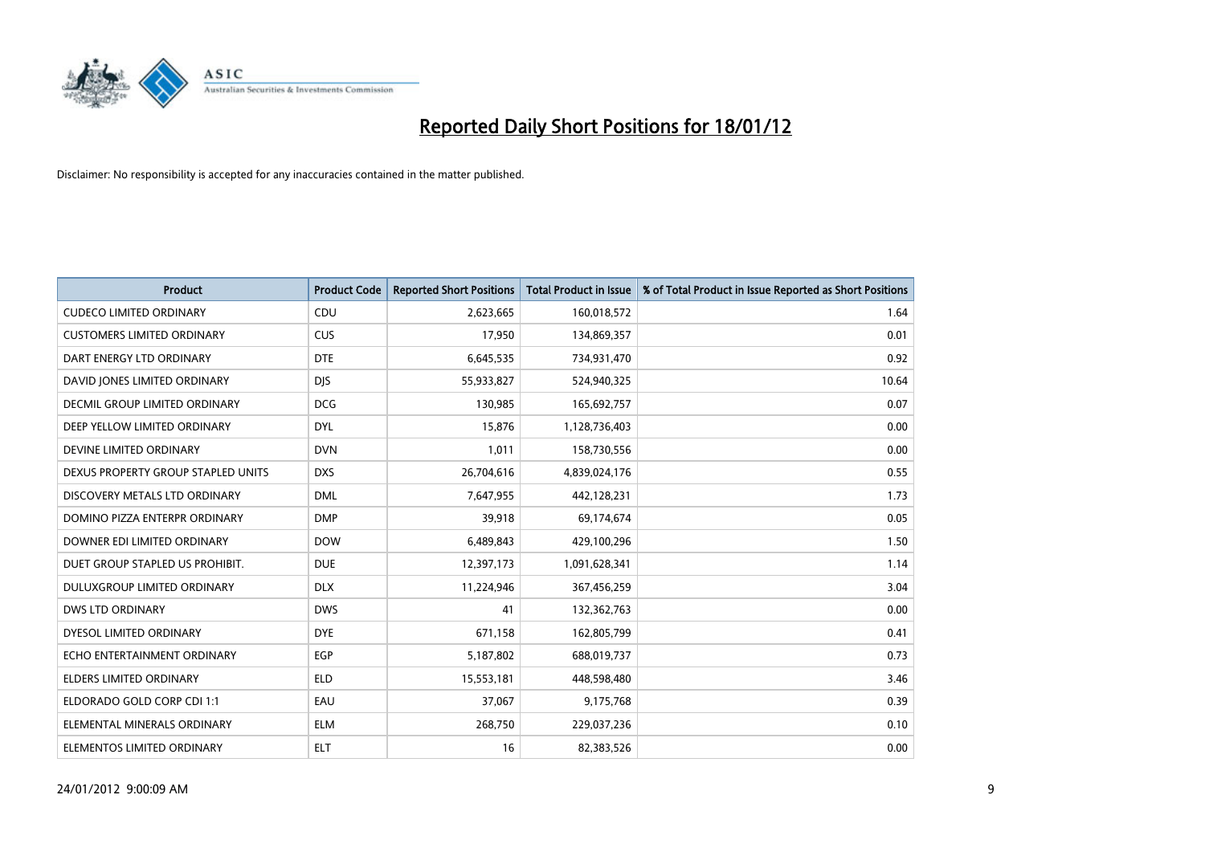# Reported Daily Short Positions for 18/01/12

Disclaimer: No responsibility is accepted for any inaccuracies contained in the matter published.

| Product | Product Code | Reported Short Positions | Total Product in Issue | % of Total Product in Issue Reported as Short Positions |
|---|---|---|---|---|
| CUDECO LIMITED ORDINARY | CDU | 2,623,665 | 160,018,572 | 1.64 |
| CUSTOMERS LIMITED ORDINARY | CUS | 17,950 | 134,869,357 | 0.01 |
| DART ENERGY LTD ORDINARY | DTE | 6,645,535 | 734,931,470 | 0.92 |
| DAVID JONES LIMITED ORDINARY | DJS | 55,933,827 | 524,940,325 | 10.64 |
| DECMIL GROUP LIMITED ORDINARY | DCG | 130,985 | 165,692,757 | 0.07 |
| DEEP YELLOW LIMITED ORDINARY | DYL | 15,876 | 1,128,736,403 | 0.00 |
| DEVINE LIMITED ORDINARY | DVN | 1,011 | 158,730,556 | 0.00 |
| DEXUS PROPERTY GROUP STAPLED UNITS | DXS | 26,704,616 | 4,839,024,176 | 0.55 |
| DISCOVERY METALS LTD ORDINARY | DML | 7,647,955 | 442,128,231 | 1.73 |
| DOMINO PIZZA ENTERPR ORDINARY | DMP | 39,918 | 69,174,674 | 0.05 |
| DOWNER EDI LIMITED ORDINARY | DOW | 6,489,843 | 429,100,296 | 1.50 |
| DUET GROUP STAPLED US PROHIBIT. | DUE | 12,397,173 | 1,091,628,341 | 1.14 |
| DULUXGROUP LIMITED ORDINARY | DLX | 11,224,946 | 367,456,259 | 3.04 |
| DWS LTD ORDINARY | DWS | 41 | 132,362,763 | 0.00 |
| DYESOL LIMITED ORDINARY | DYE | 671,158 | 162,805,799 | 0.41 |
| ECHO ENTERTAINMENT ORDINARY | EGP | 5,187,802 | 688,019,737 | 0.73 |
| ELDERS LIMITED ORDINARY | ELD | 15,553,181 | 448,598,480 | 3.46 |
| ELDORADO GOLD CORP CDI 1:1 | EAU | 37,067 | 9,175,768 | 0.39 |
| ELEMENTAL MINERALS ORDINARY | ELM | 268,750 | 229,037,236 | 0.10 |
| ELEMENTOS LIMITED ORDINARY | ELT | 16 | 82,383,526 | 0.00 |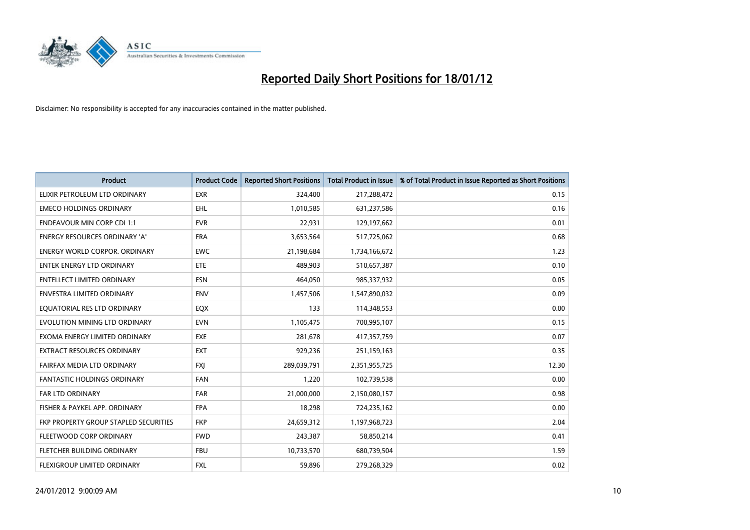# Reported Daily Short Positions for 18/01/12

Disclaimer: No responsibility is accepted for any inaccuracies contained in the matter published.

| Product | Product Code | Reported Short Positions | Total Product in Issue | % of Total Product in Issue Reported as Short Positions |
|---|---|---|---|---|
| ELIXIR PETROLEUM LTD ORDINARY | EXR | 324,400 | 217,288,472 | 0.15 |
| EMECO HOLDINGS ORDINARY | EHL | 1,010,585 | 631,237,586 | 0.16 |
| ENDEAVOUR MIN CORP CDI 1:1 | EVR | 22,931 | 129,197,662 | 0.01 |
| ENERGY RESOURCES ORDINARY 'A' | ERA | 3,653,564 | 517,725,062 | 0.68 |
| ENERGY WORLD CORPOR. ORDINARY | EWC | 21,198,684 | 1,734,166,672 | 1.23 |
| ENTEK ENERGY LTD ORDINARY | ETE | 489,903 | 510,657,387 | 0.10 |
| ENTELLECT LIMITED ORDINARY | ESN | 464,050 | 985,337,932 | 0.05 |
| ENVESTRA LIMITED ORDINARY | ENV | 1,457,506 | 1,547,890,032 | 0.09 |
| EQUATORIAL RES LTD ORDINARY | EQX | 133 | 114,348,553 | 0.00 |
| EVOLUTION MINING LTD ORDINARY | EVN | 1,105,475 | 700,995,107 | 0.15 |
| EXOMA ENERGY LIMITED ORDINARY | EXE | 281,678 | 417,357,759 | 0.07 |
| EXTRACT RESOURCES ORDINARY | EXT | 929,236 | 251,159,163 | 0.35 |
| FAIRFAX MEDIA LTD ORDINARY | FXJ | 289,039,791 | 2,351,955,725 | 12.30 |
| FANTASTIC HOLDINGS ORDINARY | FAN | 1,220 | 102,739,538 | 0.00 |
| FAR LTD ORDINARY | FAR | 21,000,000 | 2,150,080,157 | 0.98 |
| FISHER & PAYKEL APP. ORDINARY | FPA | 18,298 | 724,235,162 | 0.00 |
| FKP PROPERTY GROUP STAPLED SECURITIES | FKP | 24,659,312 | 1,197,968,723 | 2.04 |
| FLEETWOOD CORP ORDINARY | FWD | 243,387 | 58,850,214 | 0.41 |
| FLETCHER BUILDING ORDINARY | FBU | 10,733,570 | 680,739,504 | 1.59 |
| FLEXIGROUP LIMITED ORDINARY | FXL | 59,896 | 279,268,329 | 0.02 |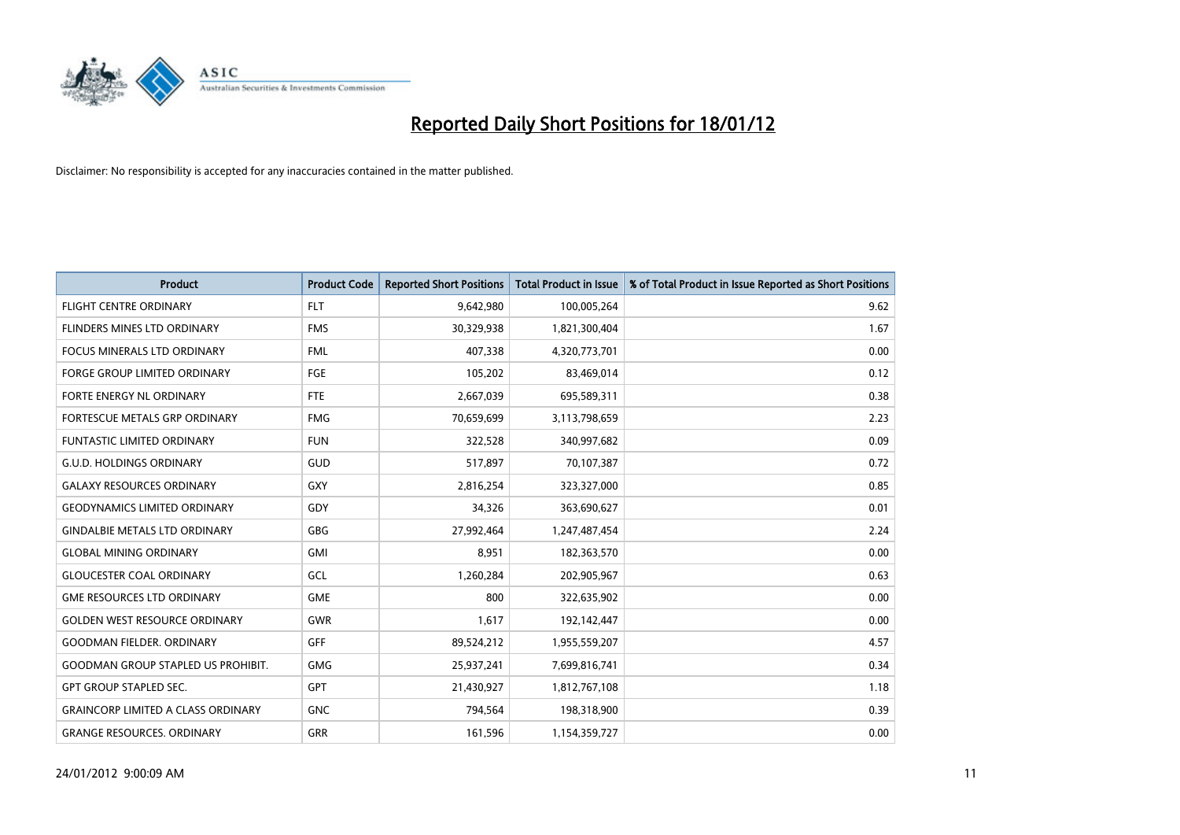# Reported Daily Short Positions for 18/01/12

Disclaimer: No responsibility is accepted for any inaccuracies contained in the matter published.

| Product | Product Code | Reported Short Positions | Total Product in Issue | % of Total Product in Issue Reported as Short Positions |
|---|---|---|---|---|
| FLIGHT CENTRE ORDINARY | FLT | 9,642,980 | 100,005,264 | 9.62 |
| FLINDERS MINES LTD ORDINARY | FMS | 30,329,938 | 1,821,300,404 | 1.67 |
| FOCUS MINERALS LTD ORDINARY | FML | 407,338 | 4,320,773,701 | 0.00 |
| FORGE GROUP LIMITED ORDINARY | FGE | 105,202 | 83,469,014 | 0.12 |
| FORTE ENERGY NL ORDINARY | FTE | 2,667,039 | 695,589,311 | 0.38 |
| FORTESCUE METALS GRP ORDINARY | FMG | 70,659,699 | 3,113,798,659 | 2.23 |
| FUNTASTIC LIMITED ORDINARY | FUN | 322,528 | 340,997,682 | 0.09 |
| G.U.D. HOLDINGS ORDINARY | GUD | 517,897 | 70,107,387 | 0.72 |
| GALAXY RESOURCES ORDINARY | GXY | 2,816,254 | 323,327,000 | 0.85 |
| GEODYNAMICS LIMITED ORDINARY | GDY | 34,326 | 363,690,627 | 0.01 |
| GINDALBIE METALS LTD ORDINARY | GBG | 27,992,464 | 1,247,487,454 | 2.24 |
| GLOBAL MINING ORDINARY | GMI | 8,951 | 182,363,570 | 0.00 |
| GLOUCESTER COAL ORDINARY | GCL | 1,260,284 | 202,905,967 | 0.63 |
| GME RESOURCES LTD ORDINARY | GME | 800 | 322,635,902 | 0.00 |
| GOLDEN WEST RESOURCE ORDINARY | GWR | 1,617 | 192,142,447 | 0.00 |
| GOODMAN FIELDER. ORDINARY | GFF | 89,524,212 | 1,955,559,207 | 4.57 |
| GOODMAN GROUP STAPLED US PROHIBIT. | GMG | 25,937,241 | 7,699,816,741 | 0.34 |
| GPT GROUP STAPLED SEC. | GPT | 21,430,927 | 1,812,767,108 | 1.18 |
| GRAINCORP LIMITED A CLASS ORDINARY | GNC | 794,564 | 198,318,900 | 0.39 |
| GRANGE RESOURCES. ORDINARY | GRR | 161,596 | 1,154,359,727 | 0.00 |

24/01/2012 9:00:09 AM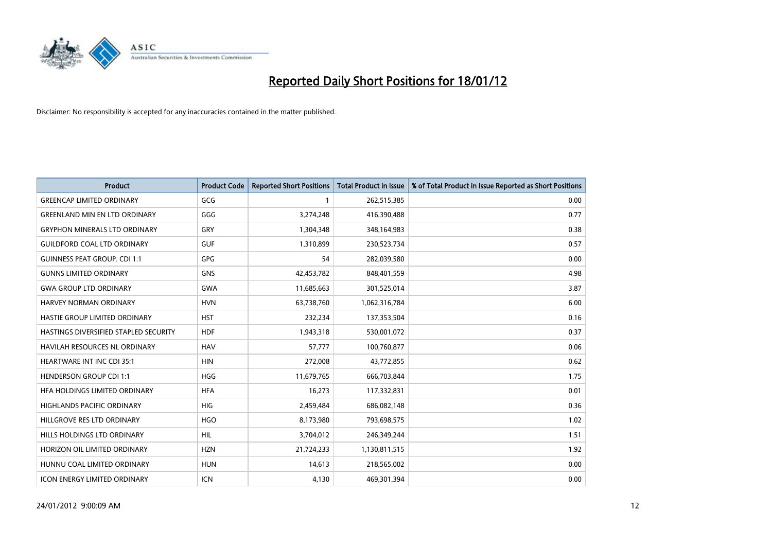# Reported Daily Short Positions for 18/01/12

Disclaimer: No responsibility is accepted for any inaccuracies contained in the matter published.

| Product | Product Code | Reported Short Positions | Total Product in Issue | % of Total Product in Issue Reported as Short Positions |
|---|---|---|---|---|
| GREENCAP LIMITED ORDINARY | GCG | 1 | 262,515,385 | 0.00 |
| GREENLAND MIN EN LTD ORDINARY | GGG | 3,274,248 | 416,390,488 | 0.77 |
| GRYPHON MINERALS LTD ORDINARY | GRY | 1,304,348 | 348,164,983 | 0.38 |
| GUILDFORD COAL LTD ORDINARY | GUF | 1,310,899 | 230,523,734 | 0.57 |
| GUINNESS PEAT GROUP. CDI 1:1 | GPG | 54 | 282,039,580 | 0.00 |
| GUNNS LIMITED ORDINARY | GNS | 42,453,782 | 848,401,559 | 4.98 |
| GWA GROUP LTD ORDINARY | GWA | 11,685,663 | 301,525,014 | 3.87 |
| HARVEY NORMAN ORDINARY | HVN | 63,738,760 | 1,062,316,784 | 6.00 |
| HASTIE GROUP LIMITED ORDINARY | HST | 232,234 | 137,353,504 | 0.16 |
| HASTINGS DIVERSIFIED STAPLED SECURITY | HDF | 1,943,318 | 530,001,072 | 0.37 |
| HAVILAH RESOURCES NL ORDINARY | HAV | 57,777 | 100,760,877 | 0.06 |
| HEARTWARE INT INC CDI 35:1 | HIN | 272,008 | 43,772,855 | 0.62 |
| HENDERSON GROUP CDI 1:1 | HGG | 11,679,765 | 666,703,844 | 1.75 |
| HFA HOLDINGS LIMITED ORDINARY | HFA | 16,273 | 117,332,831 | 0.01 |
| HIGHLANDS PACIFIC ORDINARY | HIG | 2,459,484 | 686,082,148 | 0.36 |
| HILLGROVE RES LTD ORDINARY | HGO | 8,173,980 | 793,698,575 | 1.02 |
| HILLS HOLDINGS LTD ORDINARY | HIL | 3,704,012 | 246,349,244 | 1.51 |
| HORIZON OIL LIMITED ORDINARY | HZN | 21,724,233 | 1,130,811,515 | 1.92 |
| HUNNU COAL LIMITED ORDINARY | HUN | 14,613 | 218,565,002 | 0.00 |
| ICON ENERGY LIMITED ORDINARY | ICN | 4,130 | 469,301,394 | 0.00 |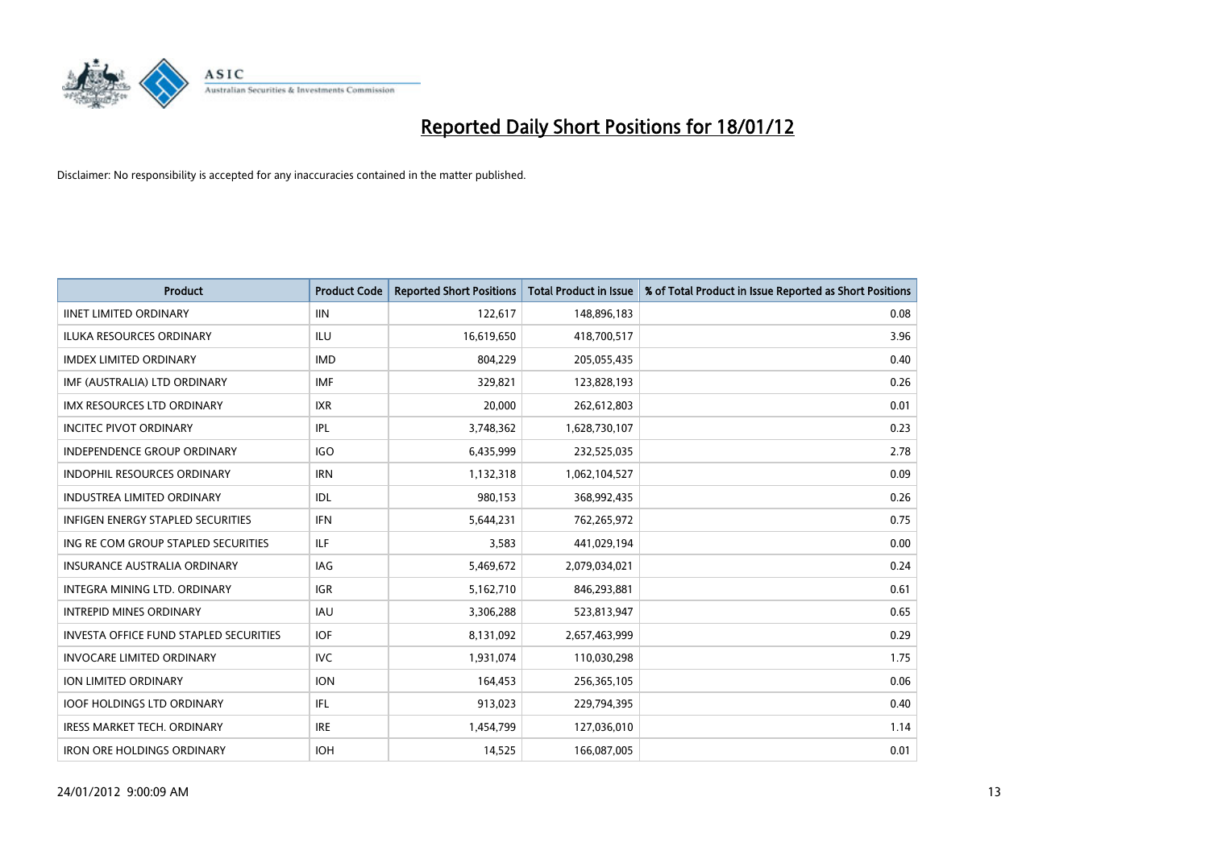# Reported Daily Short Positions for 18/01/12

Disclaimer: No responsibility is accepted for any inaccuracies contained in the matter published.

| Product | Product Code | Reported Short Positions | Total Product in Issue | % of Total Product in Issue Reported as Short Positions |
|---|---|---|---|---|
| IINET LIMITED ORDINARY | IIN | 122,617 | 148,896,183 | 0.08 |
| ILUKA RESOURCES ORDINARY | ILU | 16,619,650 | 418,700,517 | 3.96 |
| IMDEX LIMITED ORDINARY | IMD | 804,229 | 205,055,435 | 0.40 |
| IMF (AUSTRALIA) LTD ORDINARY | IMF | 329,821 | 123,828,193 | 0.26 |
| IMX RESOURCES LTD ORDINARY | IXR | 20,000 | 262,612,803 | 0.01 |
| INCITEC PIVOT ORDINARY | IPL | 3,748,362 | 1,628,730,107 | 0.23 |
| INDEPENDENCE GROUP ORDINARY | IGO | 6,435,999 | 232,525,035 | 2.78 |
| INDOPHIL RESOURCES ORDINARY | IRN | 1,132,318 | 1,062,104,527 | 0.09 |
| INDUSTREA LIMITED ORDINARY | IDL | 980,153 | 368,992,435 | 0.26 |
| INFIGEN ENERGY STAPLED SECURITIES | IFN | 5,644,231 | 762,265,972 | 0.75 |
| ING RE COM GROUP STAPLED SECURITIES | ILF | 3,583 | 441,029,194 | 0.00 |
| INSURANCE AUSTRALIA ORDINARY | IAG | 5,469,672 | 2,079,034,021 | 0.24 |
| INTEGRA MINING LTD. ORDINARY | IGR | 5,162,710 | 846,293,881 | 0.61 |
| INTREPID MINES ORDINARY | IAU | 3,306,288 | 523,813,947 | 0.65 |
| INVESTA OFFICE FUND STAPLED SECURITIES | IOF | 8,131,092 | 2,657,463,999 | 0.29 |
| INVOCARE LIMITED ORDINARY | IVC | 1,931,074 | 110,030,298 | 1.75 |
| ION LIMITED ORDINARY | ION | 164,453 | 256,365,105 | 0.06 |
| IOOF HOLDINGS LTD ORDINARY | IFL | 913,023 | 229,794,395 | 0.40 |
| IRESS MARKET TECH. ORDINARY | IRE | 1,454,799 | 127,036,010 | 1.14 |
| IRON ORE HOLDINGS ORDINARY | IOH | 14,525 | 166,087,005 | 0.01 |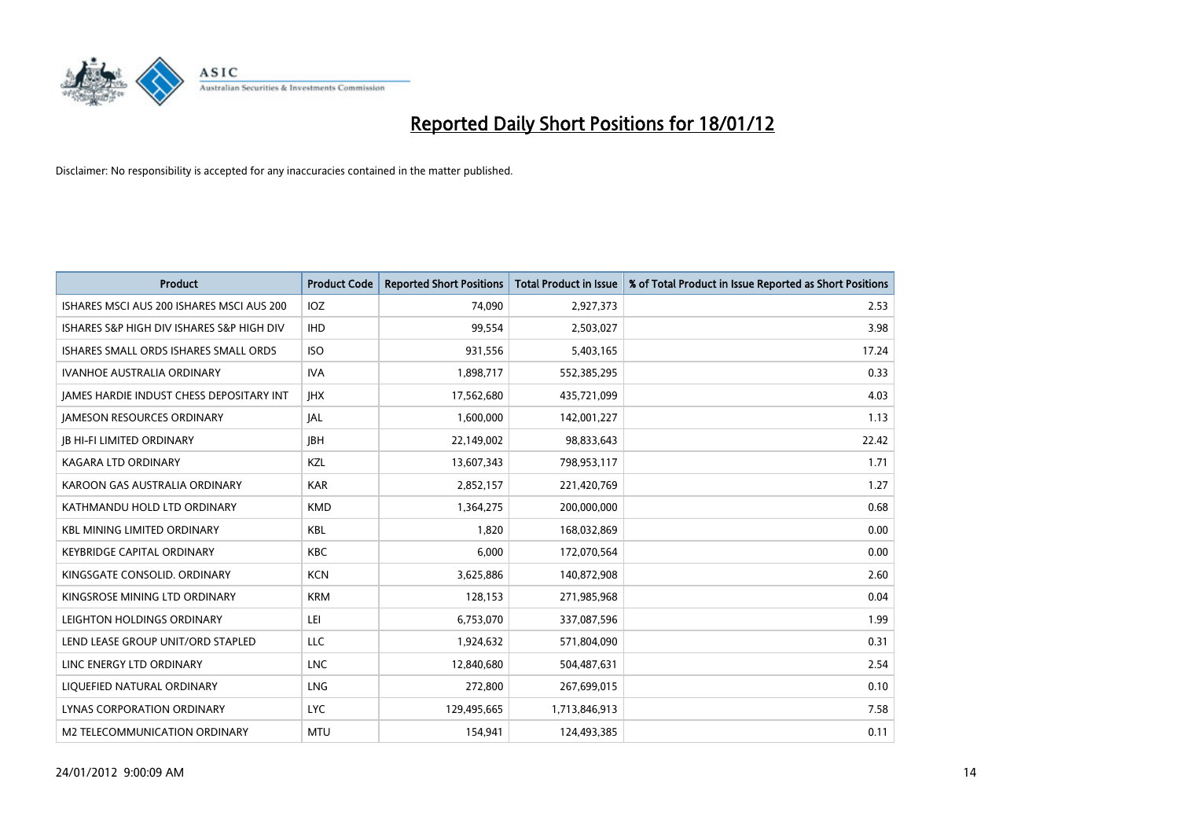# Reported Daily Short Positions for 18/01/12

Disclaimer: No responsibility is accepted for any inaccuracies contained in the matter published.

| Product | Product Code | Reported Short Positions | Total Product in Issue | % of Total Product in Issue Reported as Short Positions |
|---|---|---|---|---|
| ISHARES MSCI AUS 200 ISHARES MSCI AUS 200 | IOZ | 74,090 | 2,927,373 | 2.53 |
| ISHARES S&P HIGH DIV ISHARES S&P HIGH DIV | IHD | 99,554 | 2,503,027 | 3.98 |
| ISHARES SMALL ORDS ISHARES SMALL ORDS | ISO | 931,556 | 5,403,165 | 17.24 |
| IVANHOE AUSTRALIA ORDINARY | IVA | 1,898,717 | 552,385,295 | 0.33 |
| JAMES HARDIE INDUST CHESS DEPOSITARY INT | JHX | 17,562,680 | 435,721,099 | 4.03 |
| JAMESON RESOURCES ORDINARY | JAL | 1,600,000 | 142,001,227 | 1.13 |
| JB HI-FI LIMITED ORDINARY | JBH | 22,149,002 | 98,833,643 | 22.42 |
| KAGARA LTD ORDINARY | KZL | 13,607,343 | 798,953,117 | 1.71 |
| KAROON GAS AUSTRALIA ORDINARY | KAR | 2,852,157 | 221,420,769 | 1.27 |
| KATHMANDU HOLD LTD ORDINARY | KMD | 1,364,275 | 200,000,000 | 0.68 |
| KBL MINING LIMITED ORDINARY | KBL | 1,820 | 168,032,869 | 0.00 |
| KEYBRIDGE CAPITAL ORDINARY | KBC | 6,000 | 172,070,564 | 0.00 |
| KINGSGATE CONSOLID. ORDINARY | KCN | 3,625,886 | 140,872,908 | 2.60 |
| KINGSROSE MINING LTD ORDINARY | KRM | 128,153 | 271,985,968 | 0.04 |
| LEIGHTON HOLDINGS ORDINARY | LEI | 6,753,070 | 337,087,596 | 1.99 |
| LEND LEASE GROUP UNIT/ORD STAPLED | LLC | 1,924,632 | 571,804,090 | 0.31 |
| LINC ENERGY LTD ORDINARY | LNC | 12,840,680 | 504,487,631 | 2.54 |
| LIQUEFIED NATURAL ORDINARY | LNG | 272,800 | 267,699,015 | 0.10 |
| LYNAS CORPORATION ORDINARY | LYC | 129,495,665 | 1,713,846,913 | 7.58 |
| M2 TELECOMMUNICATION ORDINARY | MTU | 154,941 | 124,493,385 | 0.11 |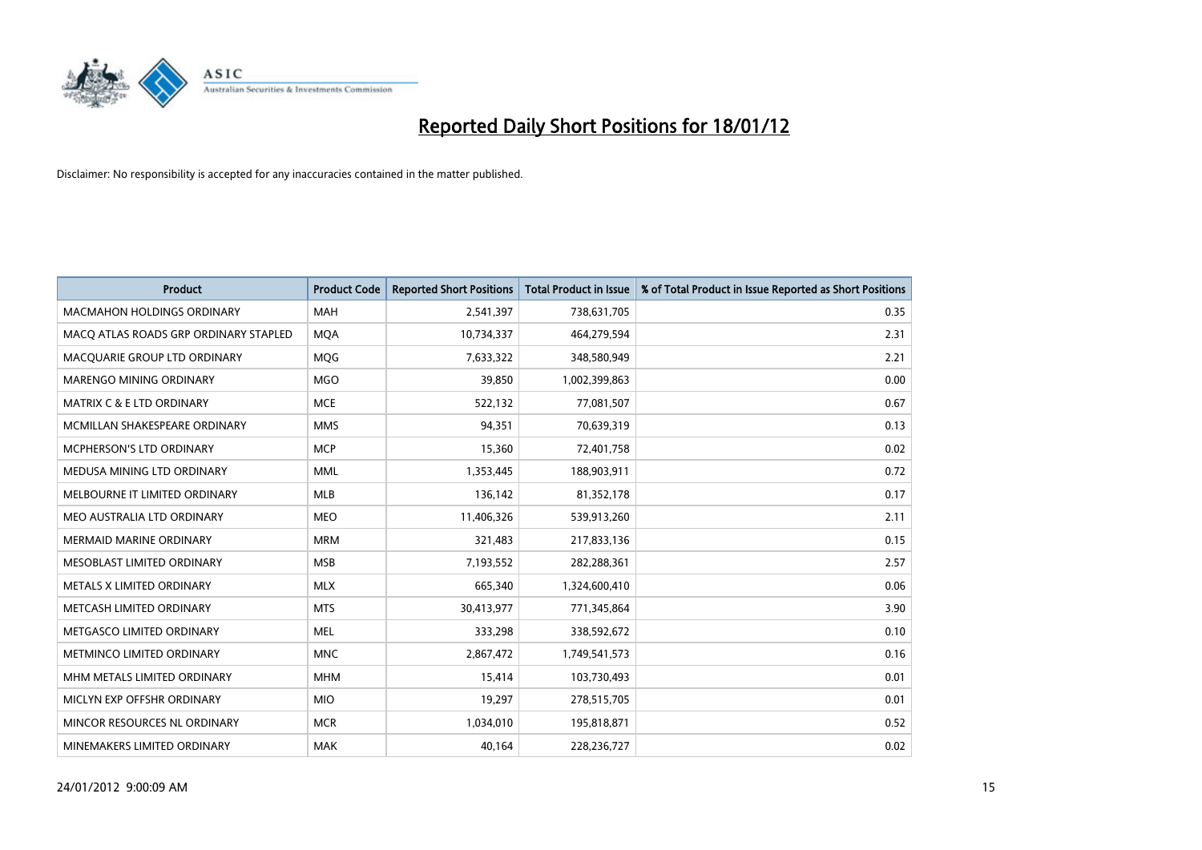# Reported Daily Short Positions for 18/01/12

Disclaimer: No responsibility is accepted for any inaccuracies contained in the matter published.

| Product | Product Code | Reported Short Positions | Total Product in Issue | % of Total Product in Issue Reported as Short Positions |
|---|---|---|---|---|
| MACMAHON HOLDINGS ORDINARY | MAH | 2,541,397 | 738,631,705 | 0.35 |
| MACQ ATLAS ROADS GRP ORDINARY STAPLED | MQA | 10,734,337 | 464,279,594 | 2.31 |
| MACQUARIE GROUP LTD ORDINARY | MQG | 7,633,322 | 348,580,949 | 2.21 |
| MARENGO MINING ORDINARY | MGO | 39,850 | 1,002,399,863 | 0.00 |
| MATRIX C & E LTD ORDINARY | MCE | 522,132 | 77,081,507 | 0.67 |
| MCMILLAN SHAKESPEARE ORDINARY | MMS | 94,351 | 70,639,319 | 0.13 |
| MCPHERSON'S LTD ORDINARY | MCP | 15,360 | 72,401,758 | 0.02 |
| MEDUSA MINING LTD ORDINARY | MML | 1,353,445 | 188,903,911 | 0.72 |
| MELBOURNE IT LIMITED ORDINARY | MLB | 136,142 | 81,352,178 | 0.17 |
| MEO AUSTRALIA LTD ORDINARY | MEO | 11,406,326 | 539,913,260 | 2.11 |
| MERMAID MARINE ORDINARY | MRM | 321,483 | 217,833,136 | 0.15 |
| MESOBLAST LIMITED ORDINARY | MSB | 7,193,552 | 282,288,361 | 2.57 |
| METALS X LIMITED ORDINARY | MLX | 665,340 | 1,324,600,410 | 0.06 |
| METCASH LIMITED ORDINARY | MTS | 30,413,977 | 771,345,864 | 3.90 |
| METGASCO LIMITED ORDINARY | MEL | 333,298 | 338,592,672 | 0.10 |
| METMINCO LIMITED ORDINARY | MNC | 2,867,472 | 1,749,541,573 | 0.16 |
| MHM METALS LIMITED ORDINARY | MHM | 15,414 | 103,730,493 | 0.01 |
| MICLYN EXP OFFSHR ORDINARY | MIO | 19,297 | 278,515,705 | 0.01 |
| MINCOR RESOURCES NL ORDINARY | MCR | 1,034,010 | 195,818,871 | 0.52 |
| MINEMAKERS LIMITED ORDINARY | MAK | 40,164 | 228,236,727 | 0.02 |

24/01/2012 9:00:09 AM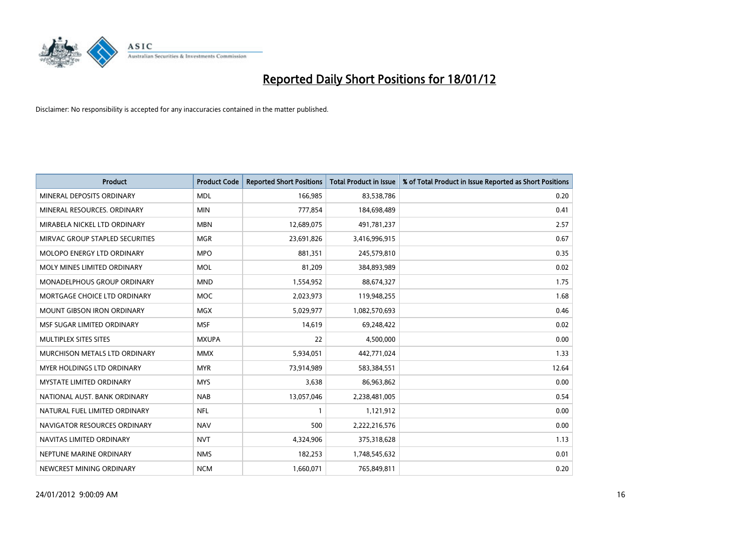# Reported Daily Short Positions for 18/01/12

Disclaimer: No responsibility is accepted for any inaccuracies contained in the matter published.

| Product | Product Code | Reported Short Positions | Total Product in Issue | % of Total Product in Issue Reported as Short Positions |
|---|---|---|---|---|
| MINERAL DEPOSITS ORDINARY | MDL | 166,985 | 83,538,786 | 0.20 |
| MINERAL RESOURCES. ORDINARY | MIN | 777,854 | 184,698,489 | 0.41 |
| MIRABELA NICKEL LTD ORDINARY | MBN | 12,689,075 | 491,781,237 | 2.57 |
| MIRVAC GROUP STAPLED SECURITIES | MGR | 23,691,826 | 3,416,996,915 | 0.67 |
| MOLOPO ENERGY LTD ORDINARY | MPO | 881,351 | 245,579,810 | 0.35 |
| MOLY MINES LIMITED ORDINARY | MOL | 81,209 | 384,893,989 | 0.02 |
| MONADELPHOUS GROUP ORDINARY | MND | 1,554,952 | 88,674,327 | 1.75 |
| MORTGAGE CHOICE LTD ORDINARY | MOC | 2,023,973 | 119,948,255 | 1.68 |
| MOUNT GIBSON IRON ORDINARY | MGX | 5,029,977 | 1,082,570,693 | 0.46 |
| MSF SUGAR LIMITED ORDINARY | MSF | 14,619 | 69,248,422 | 0.02 |
| MULTIPLEX SITES SITES | MXUPA | 22 | 4,500,000 | 0.00 |
| MURCHISON METALS LTD ORDINARY | MMX | 5,934,051 | 442,771,024 | 1.33 |
| MYER HOLDINGS LTD ORDINARY | MYR | 73,914,989 | 583,384,551 | 12.64 |
| MYSTATE LIMITED ORDINARY | MYS | 3,638 | 86,963,862 | 0.00 |
| NATIONAL AUST. BANK ORDINARY | NAB | 13,057,046 | 2,238,481,005 | 0.54 |
| NATURAL FUEL LIMITED ORDINARY | NFL | 1 | 1,121,912 | 0.00 |
| NAVIGATOR RESOURCES ORDINARY | NAV | 500 | 2,222,216,576 | 0.00 |
| NAVITAS LIMITED ORDINARY | NVT | 4,324,906 | 375,318,628 | 1.13 |
| NEPTUNE MARINE ORDINARY | NMS | 182,253 | 1,748,545,632 | 0.01 |
| NEWCREST MINING ORDINARY | NCM | 1,660,071 | 765,849,811 | 0.20 |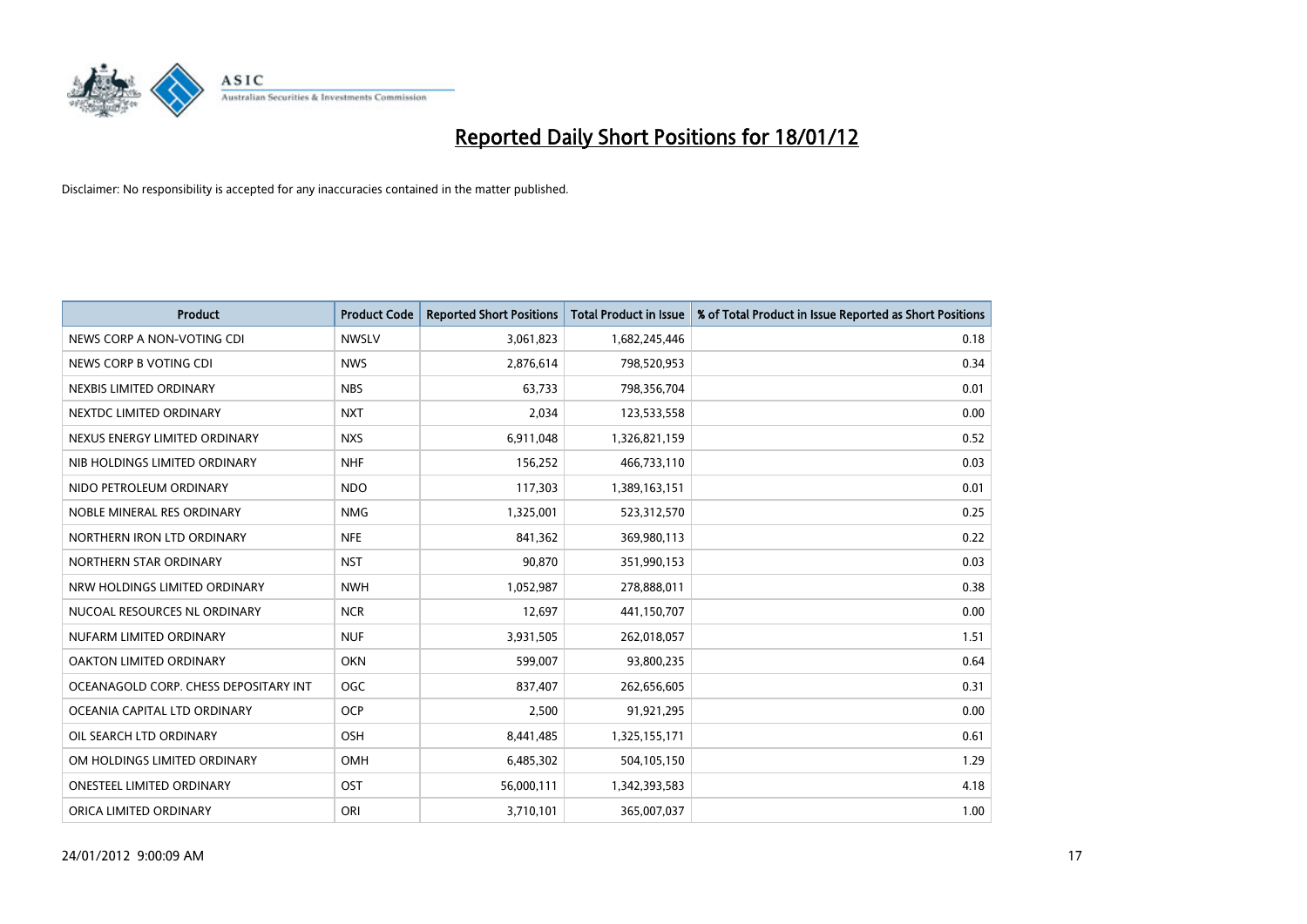# Reported Daily Short Positions for 18/01/12

Disclaimer: No responsibility is accepted for any inaccuracies contained in the matter published.

| Product | Product Code | Reported Short Positions | Total Product in Issue | % of Total Product in Issue Reported as Short Positions |
|---|---|---|---|---|
| NEWS CORP A NON-VOTING CDI | NWSLV | 3,061,823 | 1,682,245,446 | 0.18 |
| NEWS CORP B VOTING CDI | NWS | 2,876,614 | 798,520,953 | 0.34 |
| NEXBIS LIMITED ORDINARY | NBS | 63,733 | 798,356,704 | 0.01 |
| NEXTDC LIMITED ORDINARY | NXT | 2,034 | 123,533,558 | 0.00 |
| NEXUS ENERGY LIMITED ORDINARY | NXS | 6,911,048 | 1,326,821,159 | 0.52 |
| NIB HOLDINGS LIMITED ORDINARY | NHF | 156,252 | 466,733,110 | 0.03 |
| NIDO PETROLEUM ORDINARY | NDO | 117,303 | 1,389,163,151 | 0.01 |
| NOBLE MINERAL RES ORDINARY | NMG | 1,325,001 | 523,312,570 | 0.25 |
| NORTHERN IRON LTD ORDINARY | NFE | 841,362 | 369,980,113 | 0.22 |
| NORTHERN STAR ORDINARY | NST | 90,870 | 351,990,153 | 0.03 |
| NRW HOLDINGS LIMITED ORDINARY | NWH | 1,052,987 | 278,888,011 | 0.38 |
| NUCOAL RESOURCES NL ORDINARY | NCR | 12,697 | 441,150,707 | 0.00 |
| NUFARM LIMITED ORDINARY | NUF | 3,931,505 | 262,018,057 | 1.51 |
| OAKTON LIMITED ORDINARY | OKN | 599,007 | 93,800,235 | 0.64 |
| OCEANAGOLD CORP. CHESS DEPOSITARY INT | OGC | 837,407 | 262,656,605 | 0.31 |
| OCEANIA CAPITAL LTD ORDINARY | OCP | 2,500 | 91,921,295 | 0.00 |
| OIL SEARCH LTD ORDINARY | OSH | 8,441,485 | 1,325,155,171 | 0.61 |
| OM HOLDINGS LIMITED ORDINARY | OMH | 6,485,302 | 504,105,150 | 1.29 |
| ONESTEEL LIMITED ORDINARY | OST | 56,000,111 | 1,342,393,583 | 4.18 |
| ORICA LIMITED ORDINARY | ORI | 3,710,101 | 365,007,037 | 1.00 |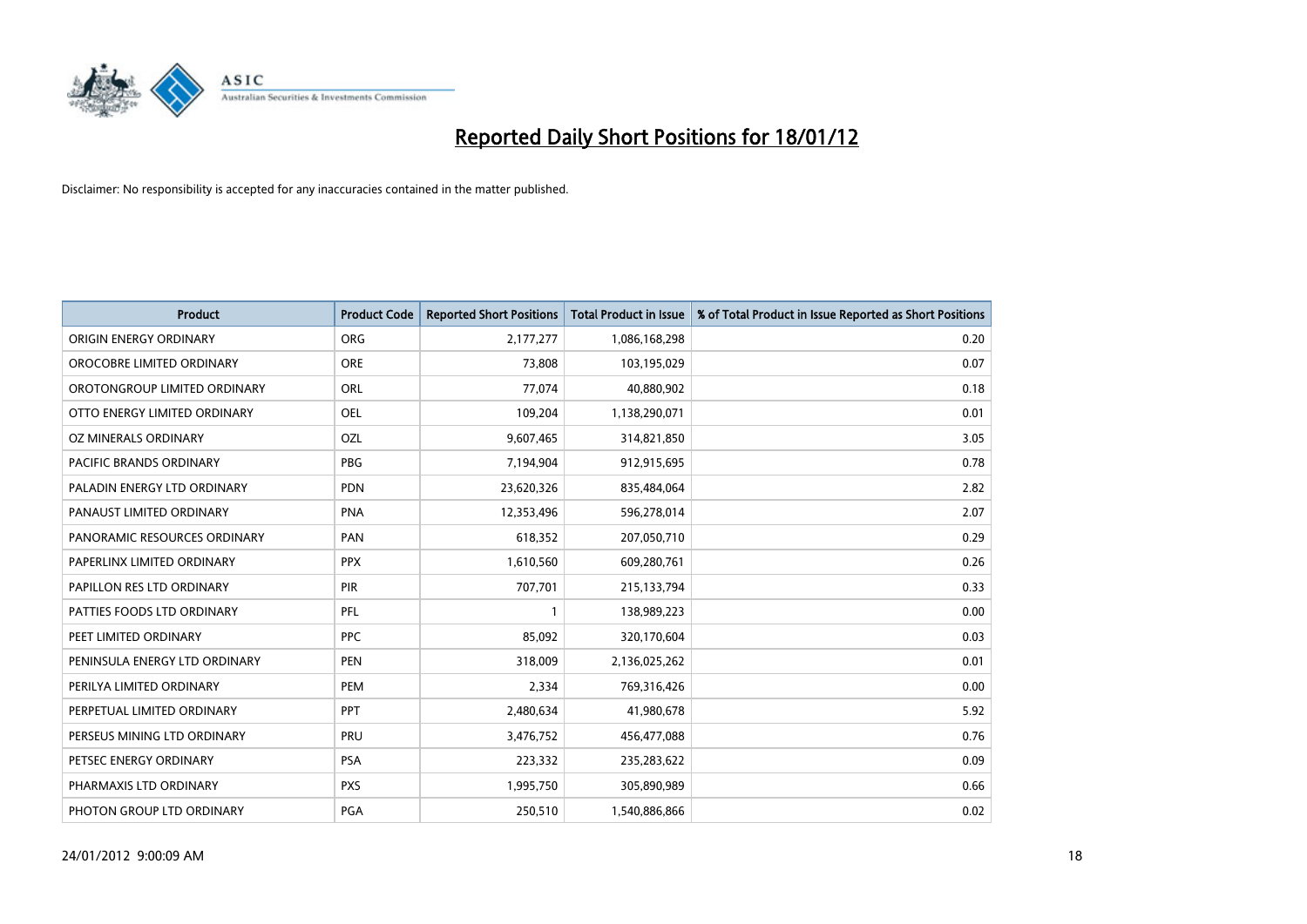# Reported Daily Short Positions for 18/01/12

Disclaimer: No responsibility is accepted for any inaccuracies contained in the matter published.

| Product | Product Code | Reported Short Positions | Total Product in Issue | % of Total Product in Issue Reported as Short Positions |
|---|---|---|---|---|
| ORIGIN ENERGY ORDINARY | ORG | 2,177,277 | 1,086,168,298 | 0.20 |
| OROCOBRE LIMITED ORDINARY | ORE | 73,808 | 103,195,029 | 0.07 |
| OROTONGROUP LIMITED ORDINARY | ORL | 77,074 | 40,880,902 | 0.18 |
| OTTO ENERGY LIMITED ORDINARY | OEL | 109,204 | 1,138,290,071 | 0.01 |
| OZ MINERALS ORDINARY | OZL | 9,607,465 | 314,821,850 | 3.05 |
| PACIFIC BRANDS ORDINARY | PBG | 7,194,904 | 912,915,695 | 0.78 |
| PALADIN ENERGY LTD ORDINARY | PDN | 23,620,326 | 835,484,064 | 2.82 |
| PANAUST LIMITED ORDINARY | PNA | 12,353,496 | 596,278,014 | 2.07 |
| PANORAMIC RESOURCES ORDINARY | PAN | 618,352 | 207,050,710 | 0.29 |
| PAPERLINX LIMITED ORDINARY | PPX | 1,610,560 | 609,280,761 | 0.26 |
| PAPILLON RES LTD ORDINARY | PIR | 707,701 | 215,133,794 | 0.33 |
| PATTIES FOODS LTD ORDINARY | PFL | 1 | 138,989,223 | 0.00 |
| PEET LIMITED ORDINARY | PPC | 85,092 | 320,170,604 | 0.03 |
| PENINSULA ENERGY LTD ORDINARY | PEN | 318,009 | 2,136,025,262 | 0.01 |
| PERILYA LIMITED ORDINARY | PEM | 2,334 | 769,316,426 | 0.00 |
| PERPETUAL LIMITED ORDINARY | PPT | 2,480,634 | 41,980,678 | 5.92 |
| PERSEUS MINING LTD ORDINARY | PRU | 3,476,752 | 456,477,088 | 0.76 |
| PETSEC ENERGY ORDINARY | PSA | 223,332 | 235,283,622 | 0.09 |
| PHARMAXIS LTD ORDINARY | PXS | 1,995,750 | 305,890,989 | 0.66 |
| PHOTON GROUP LTD ORDINARY | PGA | 250,510 | 1,540,886,866 | 0.02 |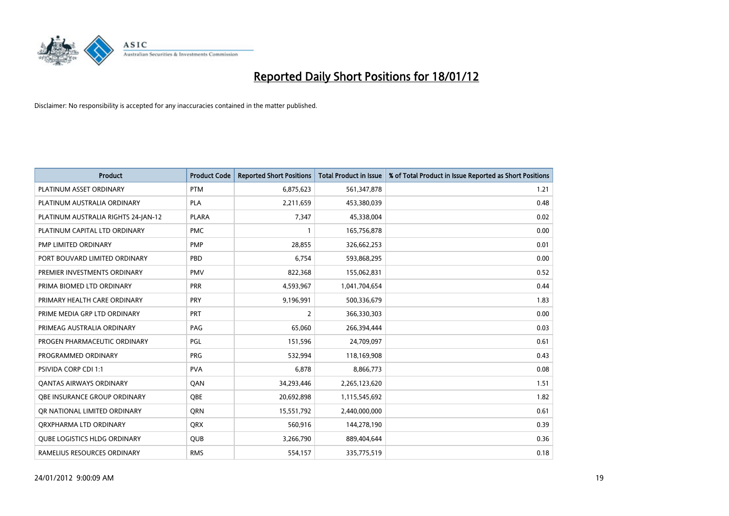# Reported Daily Short Positions for 18/01/12

Disclaimer: No responsibility is accepted for any inaccuracies contained in the matter published.

| Product | Product Code | Reported Short Positions | Total Product in Issue | % of Total Product in Issue Reported as Short Positions |
|---|---|---|---|---|
| PLATINUM ASSET ORDINARY | PTM | 6,875,623 | 561,347,878 | 1.21 |
| PLATINUM AUSTRALIA ORDINARY | PLA | 2,211,659 | 453,380,039 | 0.48 |
| PLATINUM AUSTRALIA RIGHTS 24-JAN-12 | PLARA | 7,347 | 45,338,004 | 0.02 |
| PLATINUM CAPITAL LTD ORDINARY | PMC | 1 | 165,756,878 | 0.00 |
| PMP LIMITED ORDINARY | PMP | 28,855 | 326,662,253 | 0.01 |
| PORT BOUVARD LIMITED ORDINARY | PBD | 6,754 | 593,868,295 | 0.00 |
| PREMIER INVESTMENTS ORDINARY | PMV | 822,368 | 155,062,831 | 0.52 |
| PRIMA BIOMED LTD ORDINARY | PRR | 4,593,967 | 1,041,704,654 | 0.44 |
| PRIMARY HEALTH CARE ORDINARY | PRY | 9,196,991 | 500,336,679 | 1.83 |
| PRIME MEDIA GRP LTD ORDINARY | PRT | 2 | 366,330,303 | 0.00 |
| PRIMEAG AUSTRALIA ORDINARY | PAG | 65,060 | 266,394,444 | 0.03 |
| PROGEN PHARMACEUTIC ORDINARY | PGL | 151,596 | 24,709,097 | 0.61 |
| PROGRAMMED ORDINARY | PRG | 532,994 | 118,169,908 | 0.43 |
| PSIVIDA CORP CDI 1:1 | PVA | 6,878 | 8,866,773 | 0.08 |
| QANTAS AIRWAYS ORDINARY | QAN | 34,293,446 | 2,265,123,620 | 1.51 |
| QBE INSURANCE GROUP ORDINARY | QBE | 20,692,898 | 1,115,545,692 | 1.82 |
| QR NATIONAL LIMITED ORDINARY | QRN | 15,551,792 | 2,440,000,000 | 0.61 |
| QRXPHARMA LTD ORDINARY | QRX | 560,916 | 144,278,190 | 0.39 |
| QUBE LOGISTICS HLDG ORDINARY | QUB | 3,266,790 | 889,404,644 | 0.36 |
| RAMELIUS RESOURCES ORDINARY | RMS | 554,157 | 335,775,519 | 0.18 |

24/01/2012 9:00:09 AM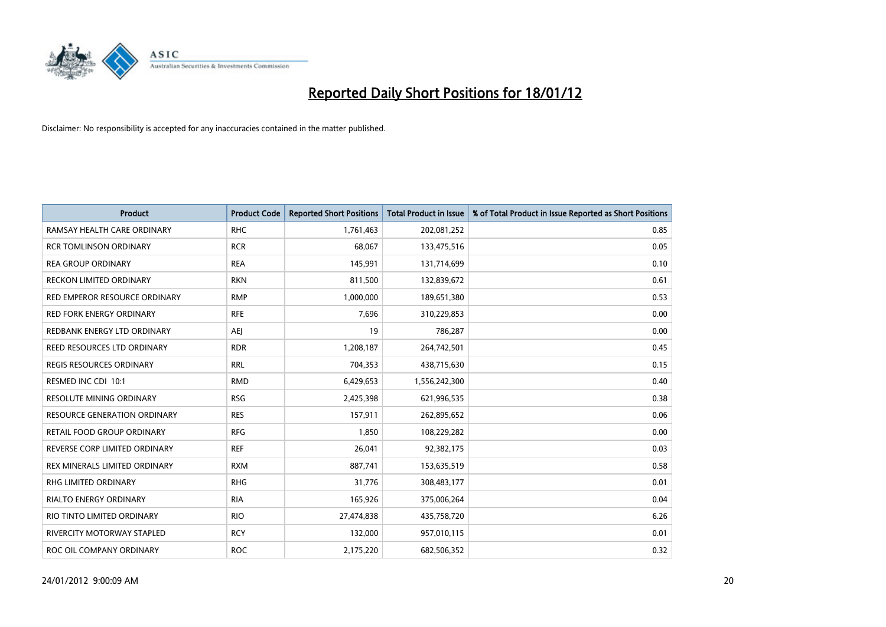# Reported Daily Short Positions for 18/01/12

Disclaimer: No responsibility is accepted for any inaccuracies contained in the matter published.

| Product | Product Code | Reported Short Positions | Total Product in Issue | % of Total Product in Issue Reported as Short Positions |
|---|---|---|---|---|
| RAMSAY HEALTH CARE ORDINARY | RHC | 1,761,463 | 202,081,252 | 0.85 |
| RCR TOMLINSON ORDINARY | RCR | 68,067 | 133,475,516 | 0.05 |
| REA GROUP ORDINARY | REA | 145,991 | 131,714,699 | 0.10 |
| RECKON LIMITED ORDINARY | RKN | 811,500 | 132,839,672 | 0.61 |
| RED EMPEROR RESOURCE ORDINARY | RMP | 1,000,000 | 189,651,380 | 0.53 |
| RED FORK ENERGY ORDINARY | RFE | 7,696 | 310,229,853 | 0.00 |
| REDBANK ENERGY LTD ORDINARY | AEJ | 19 | 786,287 | 0.00 |
| REED RESOURCES LTD ORDINARY | RDR | 1,208,187 | 264,742,501 | 0.45 |
| REGIS RESOURCES ORDINARY | RRL | 704,353 | 438,715,630 | 0.15 |
| RESMED INC CDI 10:1 | RMD | 6,429,653 | 1,556,242,300 | 0.40 |
| RESOLUTE MINING ORDINARY | RSG | 2,425,398 | 621,996,535 | 0.38 |
| RESOURCE GENERATION ORDINARY | RES | 157,911 | 262,895,652 | 0.06 |
| RETAIL FOOD GROUP ORDINARY | RFG | 1,850 | 108,229,282 | 0.00 |
| REVERSE CORP LIMITED ORDINARY | REF | 26,041 | 92,382,175 | 0.03 |
| REX MINERALS LIMITED ORDINARY | RXM | 887,741 | 153,635,519 | 0.58 |
| RHG LIMITED ORDINARY | RHG | 31,776 | 308,483,177 | 0.01 |
| RIALTO ENERGY ORDINARY | RIA | 165,926 | 375,006,264 | 0.04 |
| RIO TINTO LIMITED ORDINARY | RIO | 27,474,838 | 435,758,720 | 6.26 |
| RIVERCITY MOTORWAY STAPLED | RCY | 132,000 | 957,010,115 | 0.01 |
| ROC OIL COMPANY ORDINARY | ROC | 2,175,220 | 682,506,352 | 0.32 |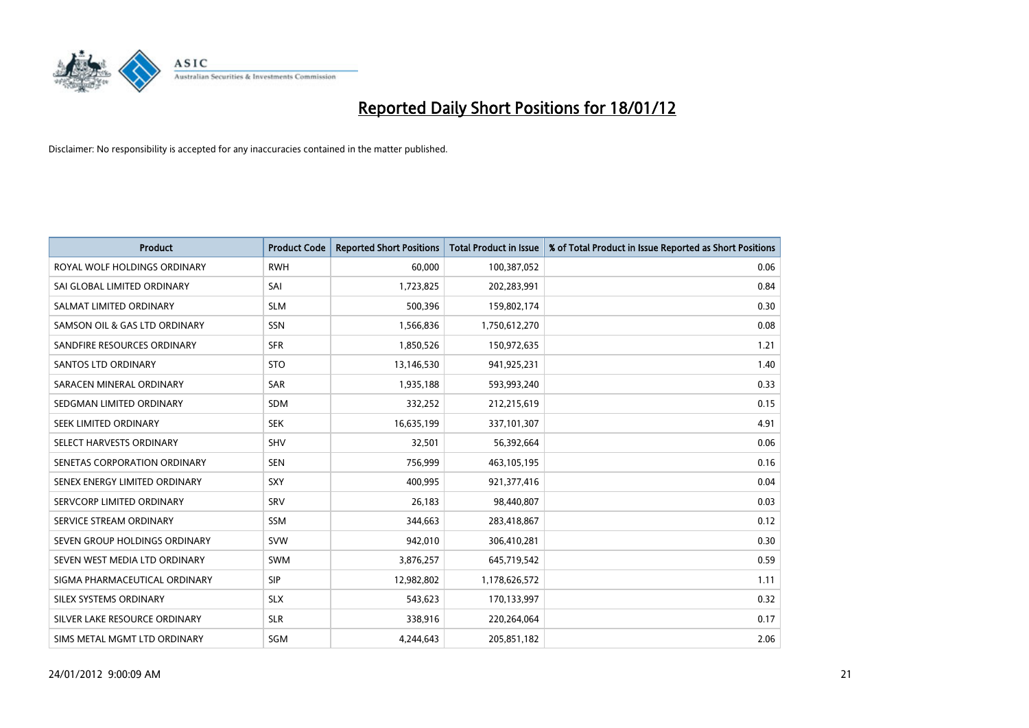# Reported Daily Short Positions for 18/01/12

Disclaimer: No responsibility is accepted for any inaccuracies contained in the matter published.

| Product | Product Code | Reported Short Positions | Total Product in Issue | % of Total Product in Issue Reported as Short Positions |
|---|---|---|---|---|
| ROYAL WOLF HOLDINGS ORDINARY | RWH | 60,000 | 100,387,052 | 0.06 |
| SAI GLOBAL LIMITED ORDINARY | SAI | 1,723,825 | 202,283,991 | 0.84 |
| SALMAT LIMITED ORDINARY | SLM | 500,396 | 159,802,174 | 0.30 |
| SAMSON OIL & GAS LTD ORDINARY | SSN | 1,566,836 | 1,750,612,270 | 0.08 |
| SANDFIRE RESOURCES ORDINARY | SFR | 1,850,526 | 150,972,635 | 1.21 |
| SANTOS LTD ORDINARY | STO | 13,146,530 | 941,925,231 | 1.40 |
| SARACEN MINERAL ORDINARY | SAR | 1,935,188 | 593,993,240 | 0.33 |
| SEDGMAN LIMITED ORDINARY | SDM | 332,252 | 212,215,619 | 0.15 |
| SEEK LIMITED ORDINARY | SEK | 16,635,199 | 337,101,307 | 4.91 |
| SELECT HARVESTS ORDINARY | SHV | 32,501 | 56,392,664 | 0.06 |
| SENETAS CORPORATION ORDINARY | SEN | 756,999 | 463,105,195 | 0.16 |
| SENEX ENERGY LIMITED ORDINARY | SXY | 400,995 | 921,377,416 | 0.04 |
| SERVCORP LIMITED ORDINARY | SRV | 26,183 | 98,440,807 | 0.03 |
| SERVICE STREAM ORDINARY | SSM | 344,663 | 283,418,867 | 0.12 |
| SEVEN GROUP HOLDINGS ORDINARY | SVW | 942,010 | 306,410,281 | 0.30 |
| SEVEN WEST MEDIA LTD ORDINARY | SWM | 3,876,257 | 645,719,542 | 0.59 |
| SIGMA PHARMACEUTICAL ORDINARY | SIP | 12,982,802 | 1,178,626,572 | 1.11 |
| SILEX SYSTEMS ORDINARY | SLX | 543,623 | 170,133,997 | 0.32 |
| SILVER LAKE RESOURCE ORDINARY | SLR | 338,916 | 220,264,064 | 0.17 |
| SIMS METAL MGMT LTD ORDINARY | SGM | 4,244,643 | 205,851,182 | 2.06 |

24/01/2012 9:00:09 AM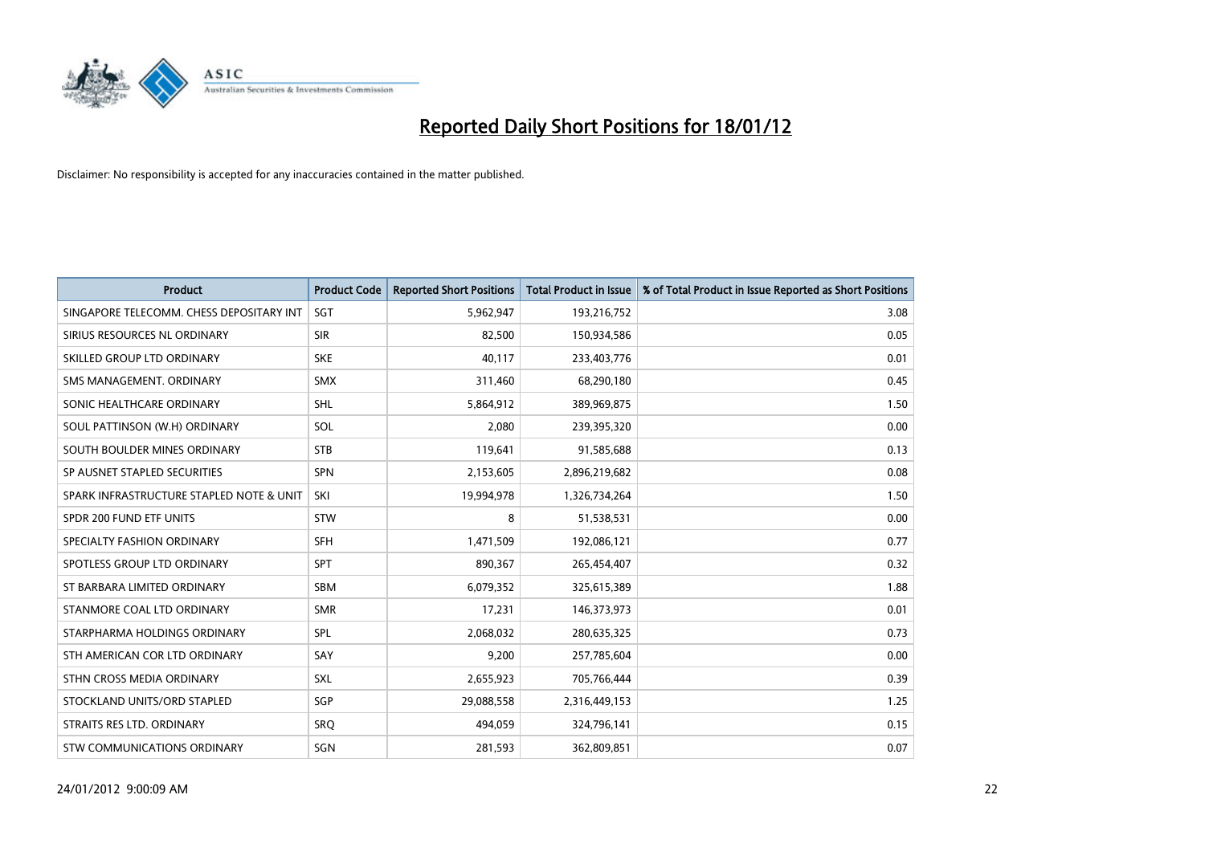# Reported Daily Short Positions for 18/01/12

Disclaimer: No responsibility is accepted for any inaccuracies contained in the matter published.

| Product | Product Code | Reported Short Positions | Total Product in Issue | % of Total Product in Issue Reported as Short Positions |
|---|---|---|---|---|
| SINGAPORE TELECOMM. CHESS DEPOSITARY INT | SGT | 5,962,947 | 193,216,752 | 3.08 |
| SIRIUS RESOURCES NL ORDINARY | SIR | 82,500 | 150,934,586 | 0.05 |
| SKILLED GROUP LTD ORDINARY | SKE | 40,117 | 233,403,776 | 0.01 |
| SMS MANAGEMENT. ORDINARY | SMX | 311,460 | 68,290,180 | 0.45 |
| SONIC HEALTHCARE ORDINARY | SHL | 5,864,912 | 389,969,875 | 1.50 |
| SOUL PATTINSON (W.H) ORDINARY | SOL | 2,080 | 239,395,320 | 0.00 |
| SOUTH BOULDER MINES ORDINARY | STB | 119,641 | 91,585,688 | 0.13 |
| SP AUSNET STAPLED SECURITIES | SPN | 2,153,605 | 2,896,219,682 | 0.08 |
| SPARK INFRASTRUCTURE STAPLED NOTE & UNIT | SKI | 19,994,978 | 1,326,734,264 | 1.50 |
| SPDR 200 FUND ETF UNITS | STW | 8 | 51,538,531 | 0.00 |
| SPECIALTY FASHION ORDINARY | SFH | 1,471,509 | 192,086,121 | 0.77 |
| SPOTLESS GROUP LTD ORDINARY | SPT | 890,367 | 265,454,407 | 0.32 |
| ST BARBARA LIMITED ORDINARY | SBM | 6,079,352 | 325,615,389 | 1.88 |
| STANMORE COAL LTD ORDINARY | SMR | 17,231 | 146,373,973 | 0.01 |
| STARPHARMA HOLDINGS ORDINARY | SPL | 2,068,032 | 280,635,325 | 0.73 |
| STH AMERICAN COR LTD ORDINARY | SAY | 9,200 | 257,785,604 | 0.00 |
| STHN CROSS MEDIA ORDINARY | SXL | 2,655,923 | 705,766,444 | 0.39 |
| STOCKLAND UNITS/ORD STAPLED | SGP | 29,088,558 | 2,316,449,153 | 1.25 |
| STRAITS RES LTD. ORDINARY | SRQ | 494,059 | 324,796,141 | 0.15 |
| STW COMMUNICATIONS ORDINARY | SGN | 281,593 | 362,809,851 | 0.07 |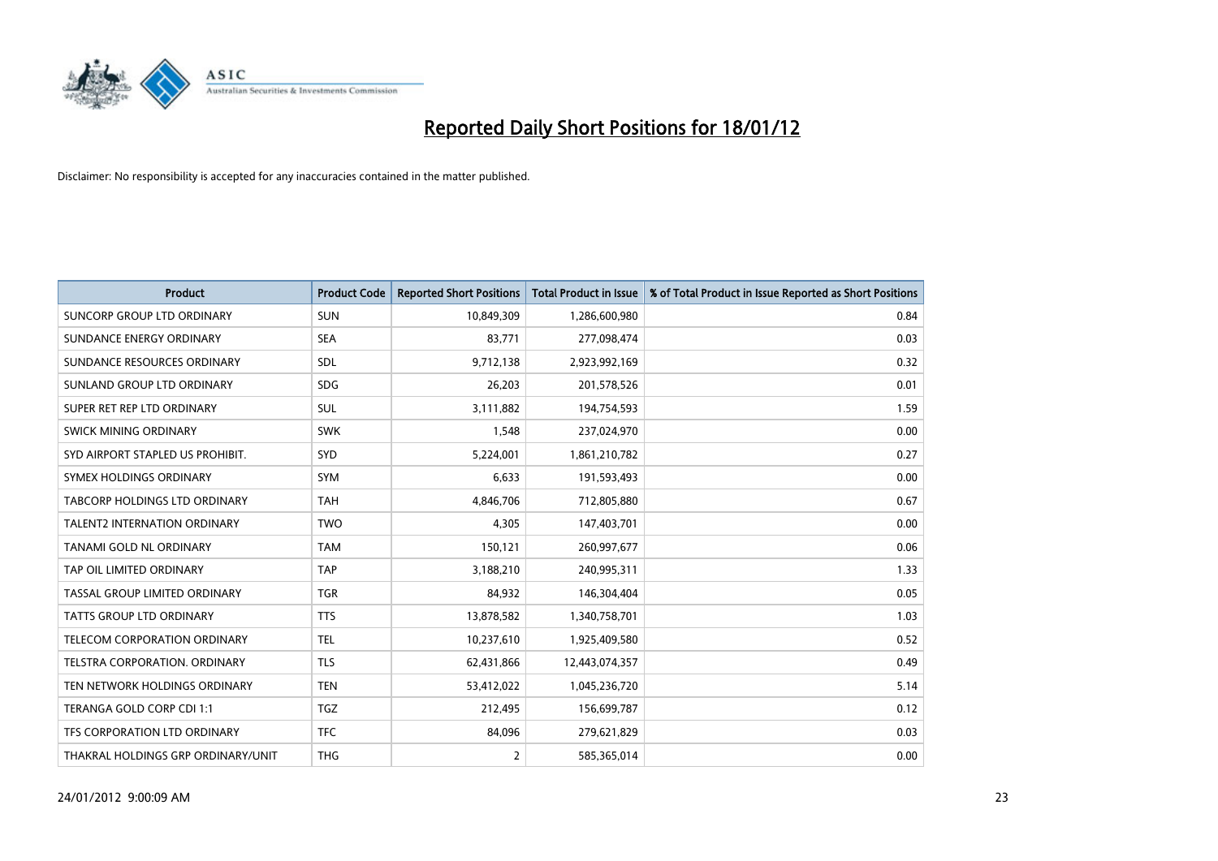# Reported Daily Short Positions for 18/01/12

Disclaimer: No responsibility is accepted for any inaccuracies contained in the matter published.

| Product | Product Code | Reported Short Positions | Total Product in Issue | % of Total Product in Issue Reported as Short Positions |
|---|---|---|---|---|
| SUNCORP GROUP LTD ORDINARY | SUN | 10,849,309 | 1,286,600,980 | 0.84 |
| SUNDANCE ENERGY ORDINARY | SEA | 83,771 | 277,098,474 | 0.03 |
| SUNDANCE RESOURCES ORDINARY | SDL | 9,712,138 | 2,923,992,169 | 0.32 |
| SUNLAND GROUP LTD ORDINARY | SDG | 26,203 | 201,578,526 | 0.01 |
| SUPER RET REP LTD ORDINARY | SUL | 3,111,882 | 194,754,593 | 1.59 |
| SWICK MINING ORDINARY | SWK | 1,548 | 237,024,970 | 0.00 |
| SYD AIRPORT STAPLED US PROHIBIT. | SYD | 5,224,001 | 1,861,210,782 | 0.27 |
| SYMEX HOLDINGS ORDINARY | SYM | 6,633 | 191,593,493 | 0.00 |
| TABCORP HOLDINGS LTD ORDINARY | TAH | 4,846,706 | 712,805,880 | 0.67 |
| TALENT2 INTERNATION ORDINARY | TWO | 4,305 | 147,403,701 | 0.00 |
| TANAMI GOLD NL ORDINARY | TAM | 150,121 | 260,997,677 | 0.06 |
| TAP OIL LIMITED ORDINARY | TAP | 3,188,210 | 240,995,311 | 1.33 |
| TASSAL GROUP LIMITED ORDINARY | TGR | 84,932 | 146,304,404 | 0.05 |
| TATTS GROUP LTD ORDINARY | TTS | 13,878,582 | 1,340,758,701 | 1.03 |
| TELECOM CORPORATION ORDINARY | TEL | 10,237,610 | 1,925,409,580 | 0.52 |
| TELSTRA CORPORATION. ORDINARY | TLS | 62,431,866 | 12,443,074,357 | 0.49 |
| TEN NETWORK HOLDINGS ORDINARY | TEN | 53,412,022 | 1,045,236,720 | 5.14 |
| TERANGA GOLD CORP CDI 1:1 | TGZ | 212,495 | 156,699,787 | 0.12 |
| TFS CORPORATION LTD ORDINARY | TFC | 84,096 | 279,621,829 | 0.03 |
| THAKRAL HOLDINGS GRP ORDINARY/UNIT | THG | 2 | 585,365,014 | 0.00 |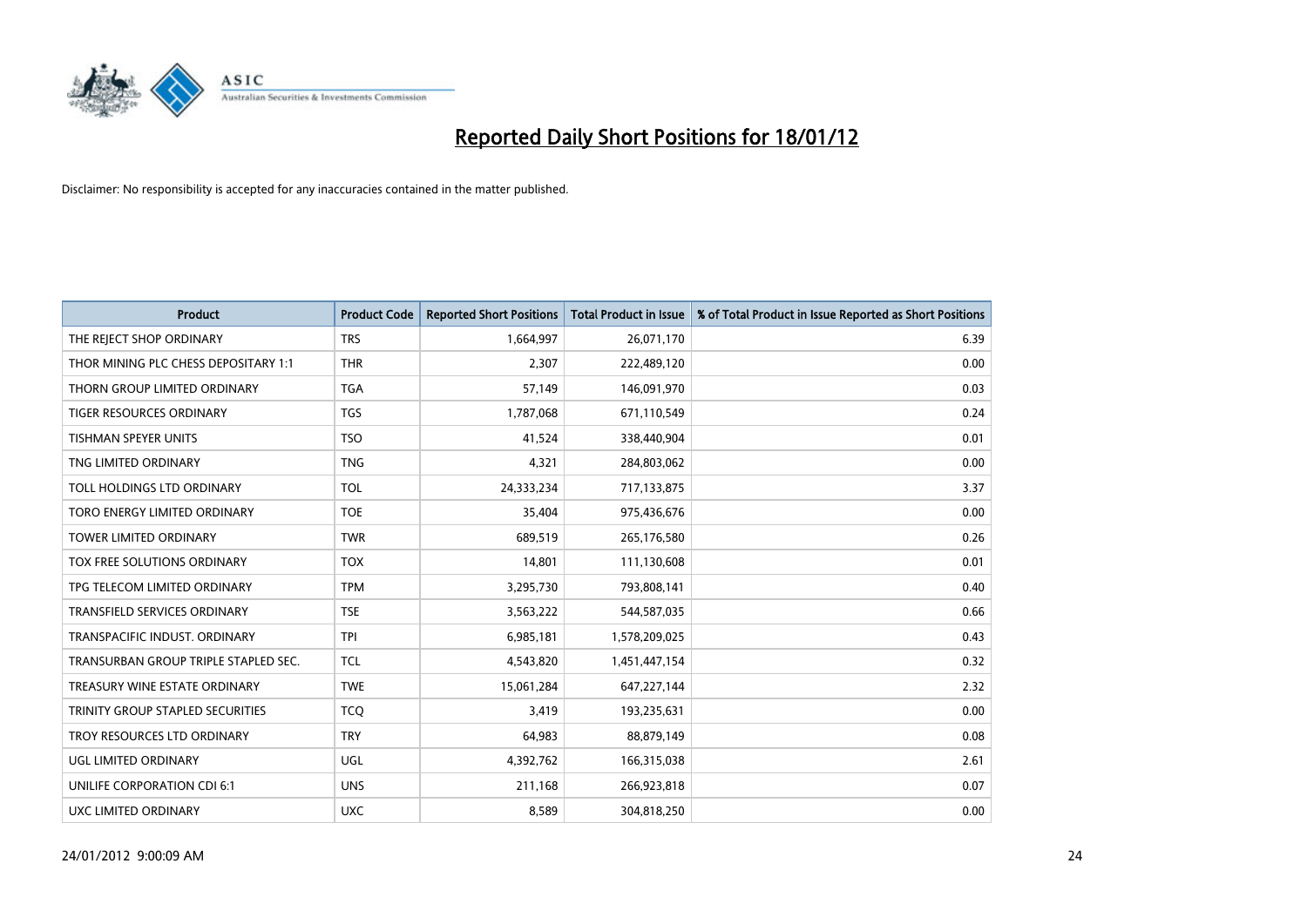# Reported Daily Short Positions for 18/01/12

Disclaimer: No responsibility is accepted for any inaccuracies contained in the matter published.

| Product | Product Code | Reported Short Positions | Total Product in Issue | % of Total Product in Issue Reported as Short Positions |
|---|---|---|---|---|
| THE REJECT SHOP ORDINARY | TRS | 1,664,997 | 26,071,170 | 6.39 |
| THOR MINING PLC CHESS DEPOSITARY 1:1 | THR | 2,307 | 222,489,120 | 0.00 |
| THORN GROUP LIMITED ORDINARY | TGA | 57,149 | 146,091,970 | 0.03 |
| TIGER RESOURCES ORDINARY | TGS | 1,787,068 | 671,110,549 | 0.24 |
| TISHMAN SPEYER UNITS | TSO | 41,524 | 338,440,904 | 0.01 |
| TNG LIMITED ORDINARY | TNG | 4,321 | 284,803,062 | 0.00 |
| TOLL HOLDINGS LTD ORDINARY | TOL | 24,333,234 | 717,133,875 | 3.37 |
| TORO ENERGY LIMITED ORDINARY | TOE | 35,404 | 975,436,676 | 0.00 |
| TOWER LIMITED ORDINARY | TWR | 689,519 | 265,176,580 | 0.26 |
| TOX FREE SOLUTIONS ORDINARY | TOX | 14,801 | 111,130,608 | 0.01 |
| TPG TELECOM LIMITED ORDINARY | TPM | 3,295,730 | 793,808,141 | 0.40 |
| TRANSFIELD SERVICES ORDINARY | TSE | 3,563,222 | 544,587,035 | 0.66 |
| TRANSPACIFIC INDUST. ORDINARY | TPI | 6,985,181 | 1,578,209,025 | 0.43 |
| TRANSURBAN GROUP TRIPLE STAPLED SEC. | TCL | 4,543,820 | 1,451,447,154 | 0.32 |
| TREASURY WINE ESTATE ORDINARY | TWE | 15,061,284 | 647,227,144 | 2.32 |
| TRINITY GROUP STAPLED SECURITIES | TCQ | 3,419 | 193,235,631 | 0.00 |
| TROY RESOURCES LTD ORDINARY | TRY | 64,983 | 88,879,149 | 0.08 |
| UGL LIMITED ORDINARY | UGL | 4,392,762 | 166,315,038 | 2.61 |
| UNILIFE CORPORATION CDI 6:1 | UNS | 211,168 | 266,923,818 | 0.07 |
| UXC LIMITED ORDINARY | UXC | 8,589 | 304,818,250 | 0.00 |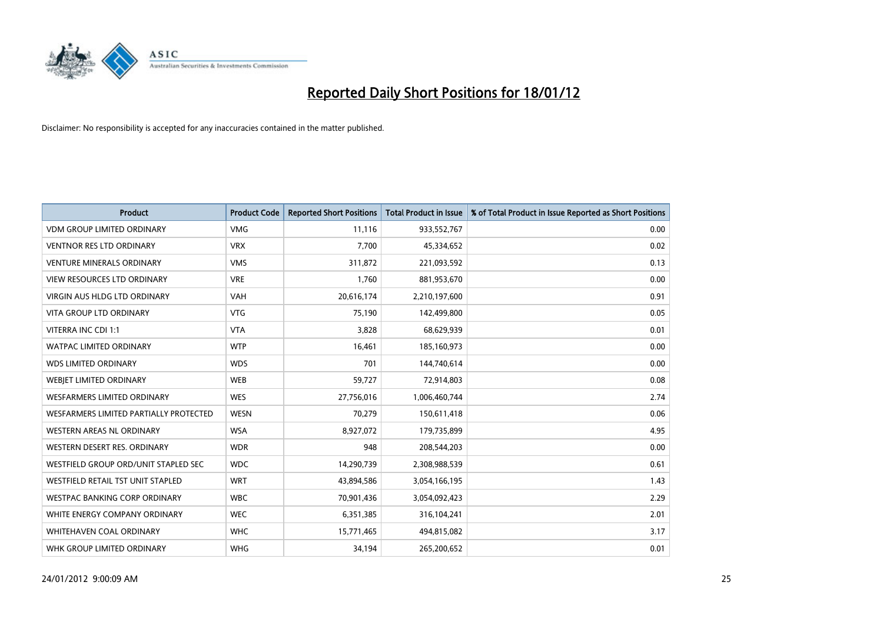# Reported Daily Short Positions for 18/01/12

Disclaimer: No responsibility is accepted for any inaccuracies contained in the matter published.

| Product | Product Code | Reported Short Positions | Total Product in Issue | % of Total Product in Issue Reported as Short Positions |
|---|---|---|---|---|
| VDM GROUP LIMITED ORDINARY | VMG | 11,116 | 933,552,767 | 0.00 |
| VENTNOR RES LTD ORDINARY | VRX | 7,700 | 45,334,652 | 0.02 |
| VENTURE MINERALS ORDINARY | VMS | 311,872 | 221,093,592 | 0.13 |
| VIEW RESOURCES LTD ORDINARY | VRE | 1,760 | 881,953,670 | 0.00 |
| VIRGIN AUS HLDG LTD ORDINARY | VAH | 20,616,174 | 2,210,197,600 | 0.91 |
| VITA GROUP LTD ORDINARY | VTG | 75,190 | 142,499,800 | 0.05 |
| VITERRA INC CDI 1:1 | VTA | 3,828 | 68,629,939 | 0.01 |
| WATPAC LIMITED ORDINARY | WTP | 16,461 | 185,160,973 | 0.00 |
| WDS LIMITED ORDINARY | WDS | 701 | 144,740,614 | 0.00 |
| WEBJET LIMITED ORDINARY | WEB | 59,727 | 72,914,803 | 0.08 |
| WESFARMERS LIMITED ORDINARY | WES | 27,756,016 | 1,006,460,744 | 2.74 |
| WESFARMERS LIMITED PARTIALLY PROTECTED | WESN | 70,279 | 150,611,418 | 0.06 |
| WESTERN AREAS NL ORDINARY | WSA | 8,927,072 | 179,735,899 | 4.95 |
| WESTERN DESERT RES. ORDINARY | WDR | 948 | 208,544,203 | 0.00 |
| WESTFIELD GROUP ORD/UNIT STAPLED SEC | WDC | 14,290,739 | 2,308,988,539 | 0.61 |
| WESTFIELD RETAIL TST UNIT STAPLED | WRT | 43,894,586 | 3,054,166,195 | 1.43 |
| WESTPAC BANKING CORP ORDINARY | WBC | 70,901,436 | 3,054,092,423 | 2.29 |
| WHITE ENERGY COMPANY ORDINARY | WEC | 6,351,385 | 316,104,241 | 2.01 |
| WHITEHAVEN COAL ORDINARY | WHC | 15,771,465 | 494,815,082 | 3.17 |
| WHK GROUP LIMITED ORDINARY | WHG | 34,194 | 265,200,652 | 0.01 |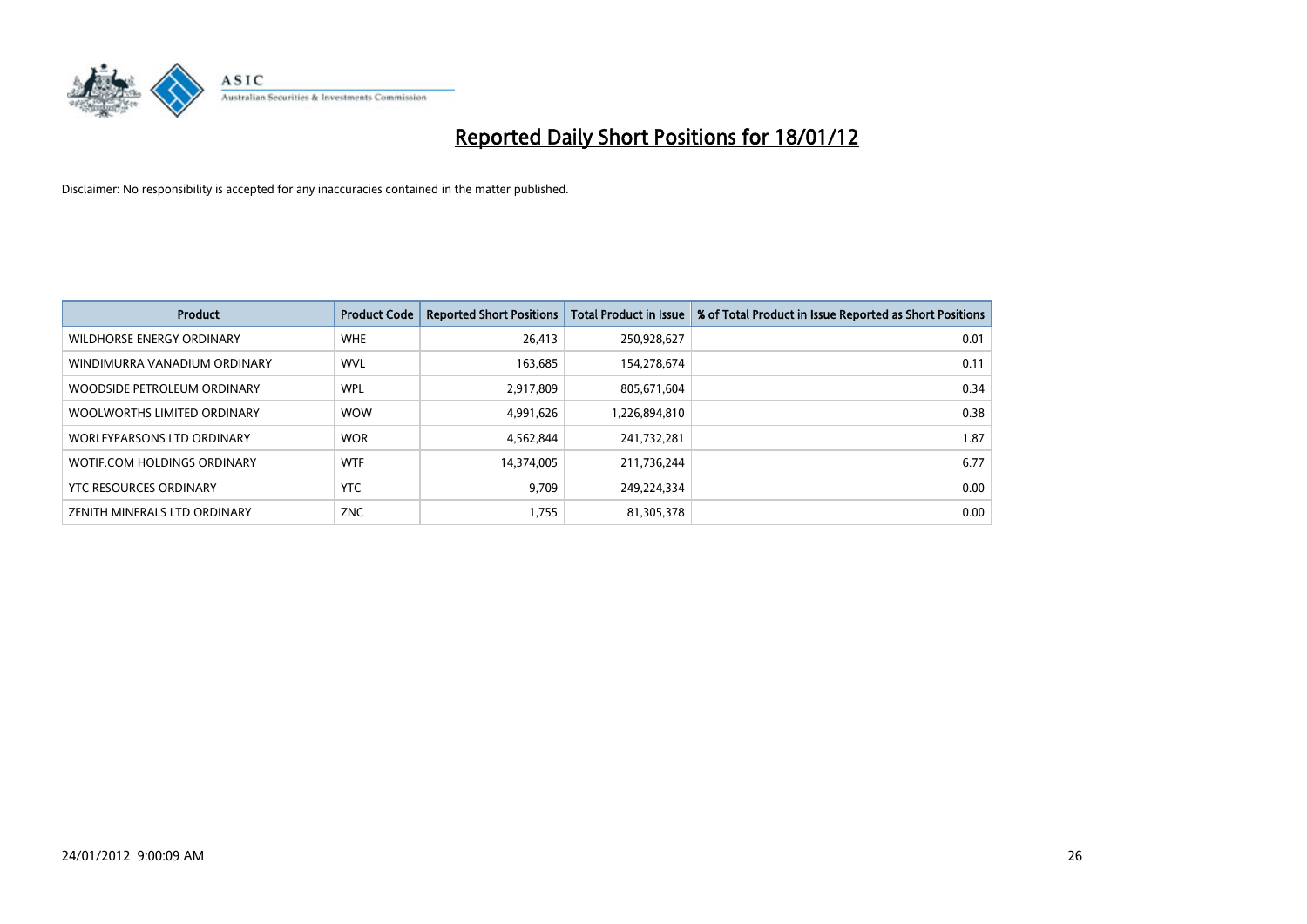# Reported Daily Short Positions for 18/01/12

Disclaimer: No responsibility is accepted for any inaccuracies contained in the matter published.

| Product | Product Code | Reported Short Positions | Total Product in Issue | % of Total Product in Issue Reported as Short Positions |
| --- | --- | --- | --- | --- |
| WILDHORSE ENERGY ORDINARY | WHE | 26,413 | 250,928,627 | 0.01 |
| WINDIMURRA VANADIUM ORDINARY | WVL | 163,685 | 154,278,674 | 0.11 |
| WOODSIDE PETROLEUM ORDINARY | WPL | 2,917,809 | 805,671,604 | 0.34 |
| WOOLWORTHS LIMITED ORDINARY | WOW | 4,991,626 | 1,226,894,810 | 0.38 |
| WORLEYPARSONS LTD ORDINARY | WOR | 4,562,844 | 241,732,281 | 1.87 |
| WOTIF.COM HOLDINGS ORDINARY | WTF | 14,374,005 | 211,736,244 | 6.77 |
| YTC RESOURCES ORDINARY | YTC | 9,709 | 249,224,334 | 0.00 |
| ZENITH MINERALS LTD ORDINARY | ZNC | 1,755 | 81,305,378 | 0.00 |

24/01/2012 9:00:09 AM